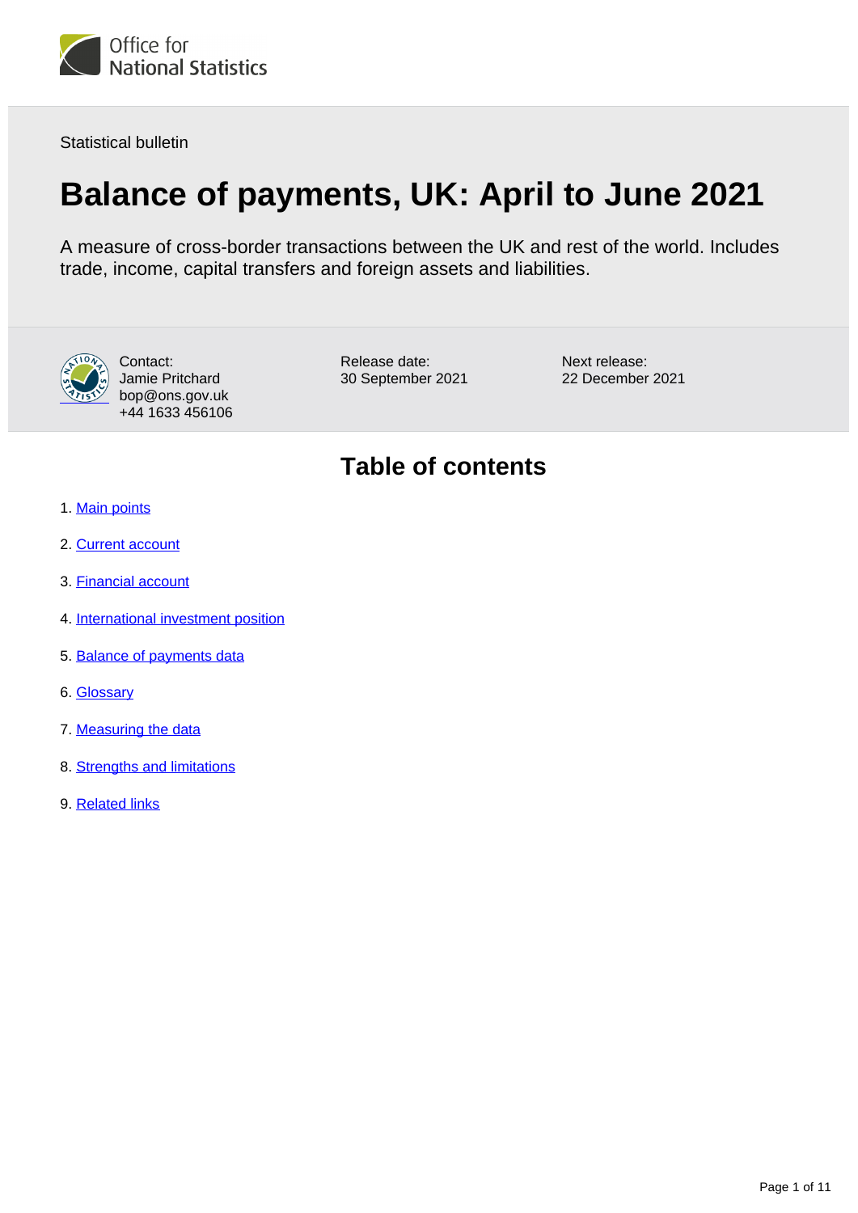Office for National Statistics

Statistical bulletin

# Balance of payments, UK: April to June 2021

A measure of cross-border transactions between the UK and rest of the world. Includes trade, income, capital transfers and foreign assets and liabilities.

Contact:
Jamie Pritchard
bop@ons.gov.uk
+44 1633 456106

Release date:
30 September 2021

Next release:
22 December 2021

## Table of contents

1. Main points
2. Current account
3. Financial account
4. International investment position
5. Balance of payments data
6. Glossary
7. Measuring the data
8. Strengths and limitations
9. Related links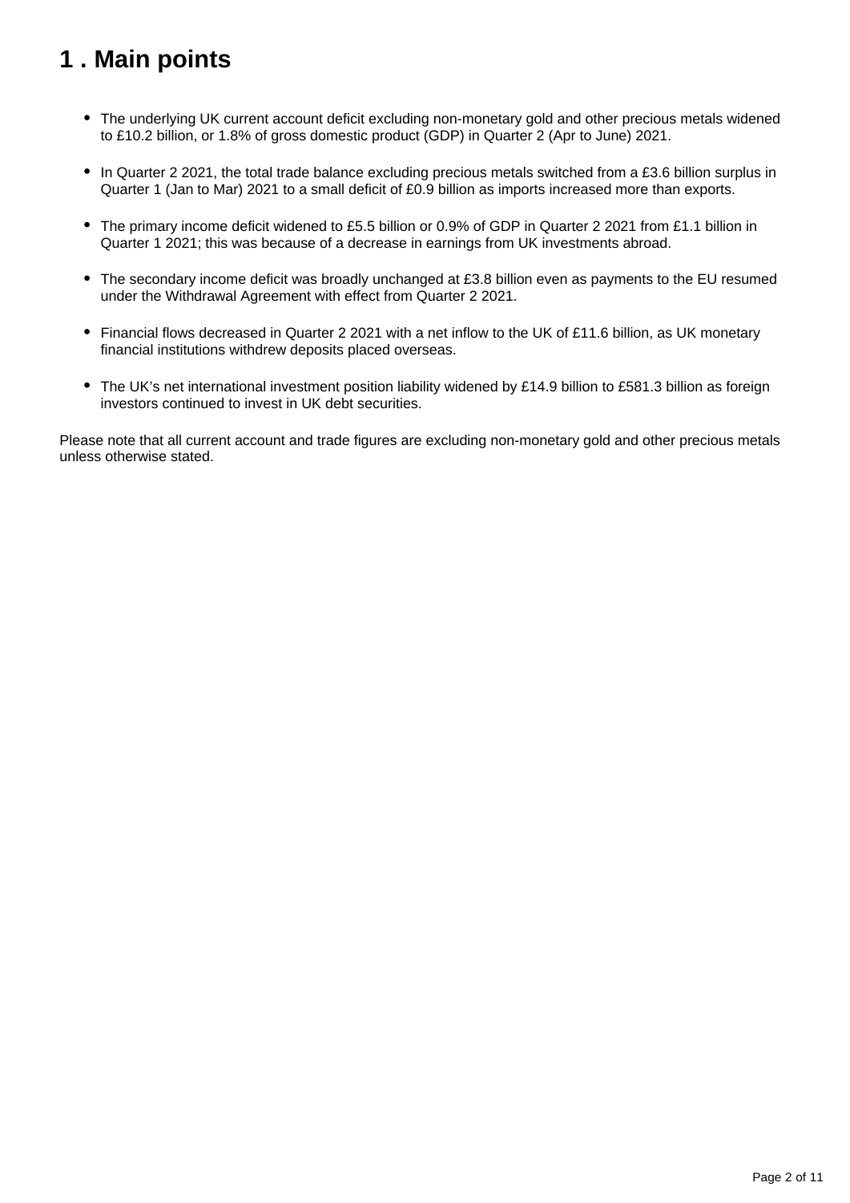# 1 . Main points

- The underlying UK current account deficit excluding non-monetary gold and other precious metals widened to £10.2 billion, or 1.8% of gross domestic product (GDP) in Quarter 2 (Apr to June) 2021.
- In Quarter 2 2021, the total trade balance excluding precious metals switched from a £3.6 billion surplus in Quarter 1 (Jan to Mar) 2021 to a small deficit of £0.9 billion as imports increased more than exports.
- The primary income deficit widened to £5.5 billion or 0.9% of GDP in Quarter 2 2021 from £1.1 billion in Quarter 1 2021; this was because of a decrease in earnings from UK investments abroad.
- The secondary income deficit was broadly unchanged at £3.8 billion even as payments to the EU resumed under the Withdrawal Agreement with effect from Quarter 2 2021.
- Financial flows decreased in Quarter 2 2021 with a net inflow to the UK of £11.6 billion, as UK monetary financial institutions withdrew deposits placed overseas.
- The UK's net international investment position liability widened by £14.9 billion to £581.3 billion as foreign investors continued to invest in UK debt securities.

Please note that all current account and trade figures are excluding non-monetary gold and other precious metals unless otherwise stated.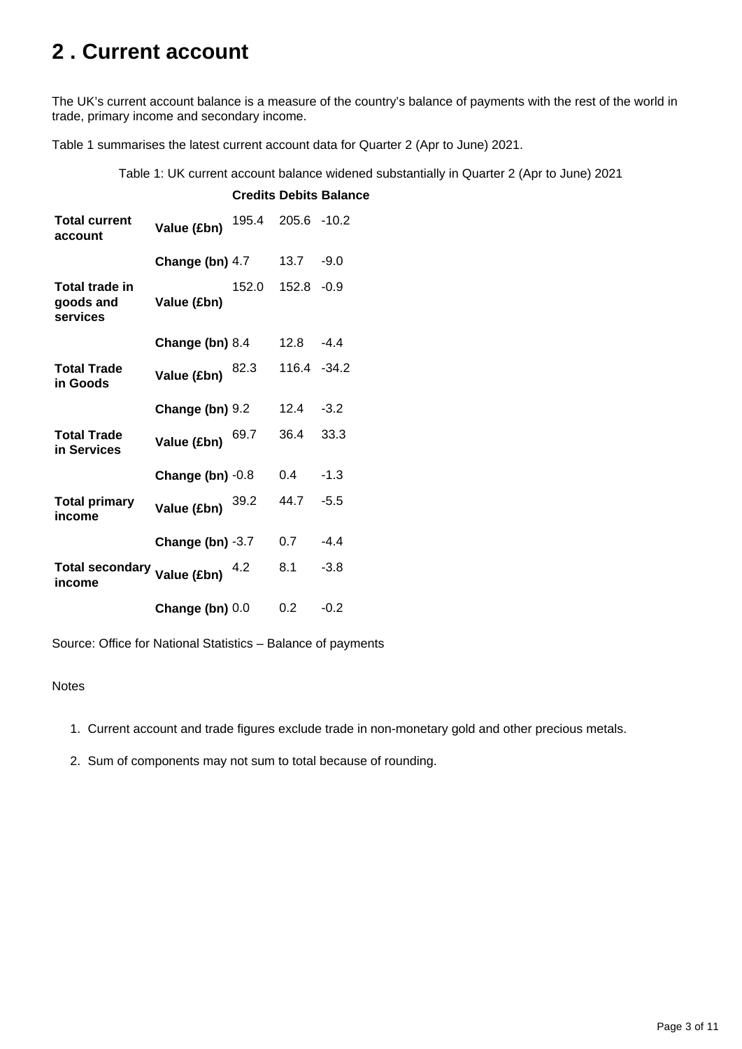# 2 . Current account

The UK's current account balance is a measure of the country's balance of payments with the rest of the world in trade, primary income and secondary income.

Table 1 summarises the latest current account data for Quarter 2 (Apr to June) 2021.

Table 1: UK current account balance widened substantially in Quarter 2 (Apr to June) 2021

| | | Credits | Debits | Balance |
|---|---|---|---|---|
| **Total current account** | **Value (£bn)** | 195.4 | 205.6 | -10.2 |
| | **Change (bn)** | 4.7 | 13.7 | -9.0 |
| **Total trade in goods and services** | **Value (£bn)** | 152.0 | 152.8 | -0.9 |
| | **Change (bn)** | 8.4 | 12.8 | -4.4 |
| **Total Trade in Goods** | **Value (£bn)** | 82.3 | 116.4 | -34.2 |
| | **Change (bn)** | 9.2 | 12.4 | -3.2 |
| **Total Trade in Services** | **Value (£bn)** | 69.7 | 36.4 | 33.3 |
| | **Change (bn)** | -0.8 | 0.4 | -1.3 |
| **Total primary income** | **Value (£bn)** | 39.2 | 44.7 | -5.5 |
| | **Change (bn)** | -3.7 | 0.7 | -4.4 |
| **Total secondary income** | **Value (£bn)** | 4.2 | 8.1 | -3.8 |
| | **Change (bn)** | 0.0 | 0.2 | -0.2 |

Source: Office for National Statistics – Balance of payments

Notes

1. Current account and trade figures exclude trade in non-monetary gold and other precious metals.
2. Sum of components may not sum to total because of rounding.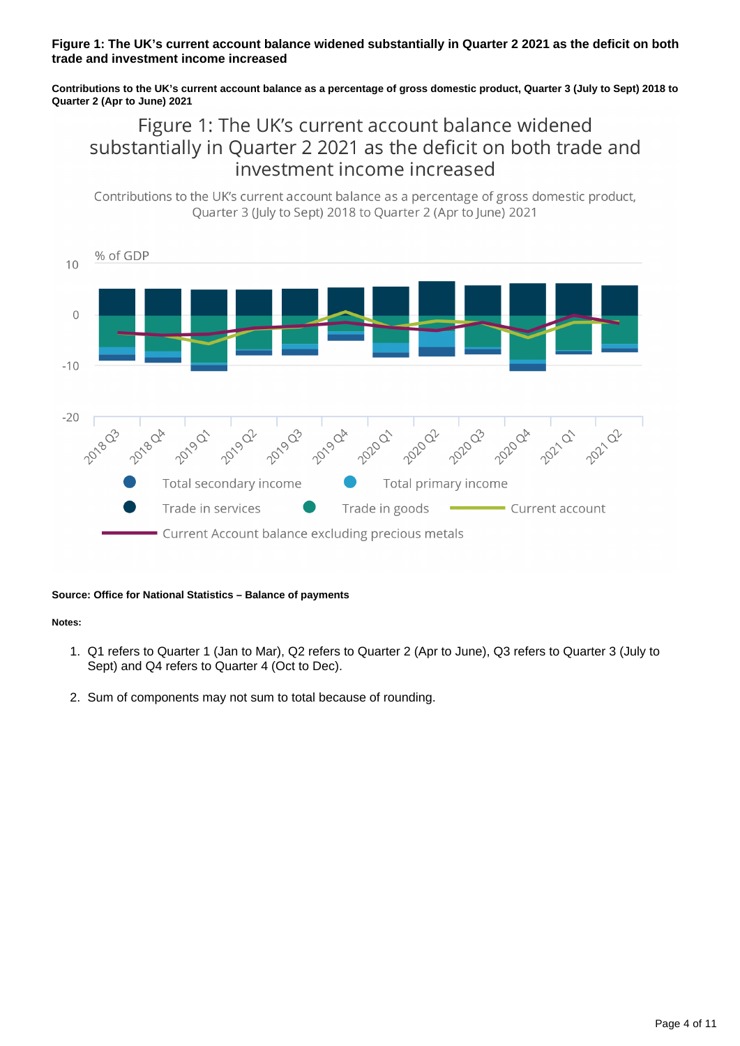**Figure 1: The UK's current account balance widened substantially in Quarter 2 2021 as the deficit on both trade and investment income increased**

**Contributions to the UK's current account balance as a percentage of gross domestic product, Quarter 3 (July to Sept) 2018 to Quarter 2 (Apr to June) 2021**

**Source: Office for National Statistics – Balance of payments**

**Notes:**

1. Q1 refers to Quarter 1 (Jan to Mar), Q2 refers to Quarter 2 (Apr to June), Q3 refers to Quarter 3 (July to Sept) and Q4 refers to Quarter 4 (Oct to Dec).
2. Sum of components may not sum to total because of rounding.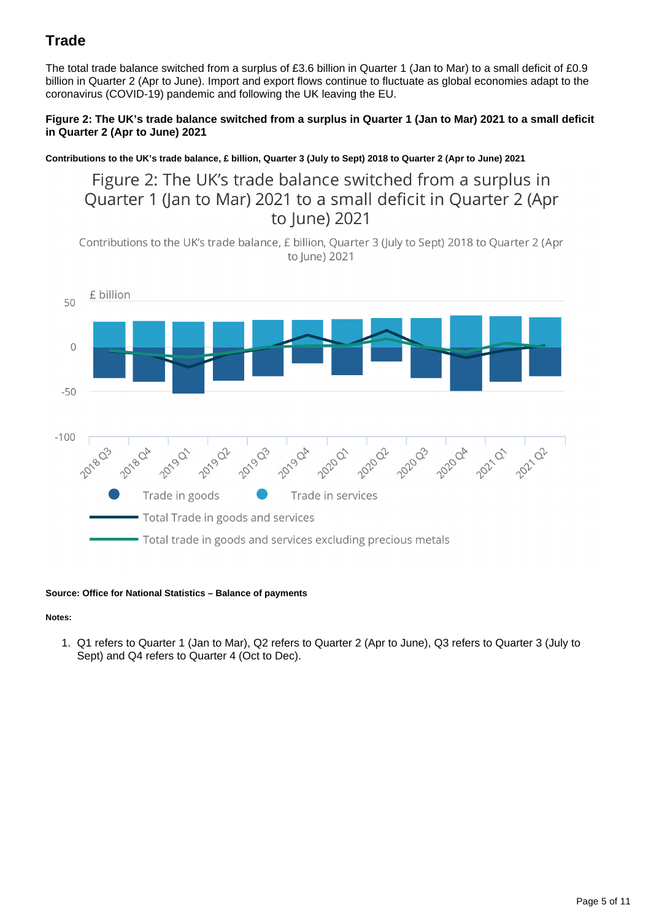## Trade

The total trade balance switched from a surplus of £3.6 billion in Quarter 1 (Jan to Mar) to a small deficit of £0.9 billion in Quarter 2 (Apr to June). Import and export flows continue to fluctuate as global economies adapt to the coronavirus (COVID-19) pandemic and following the UK leaving the EU.

**Figure 2: The UK's trade balance switched from a surplus in Quarter 1 (Jan to Mar) 2021 to a small deficit in Quarter 2 (Apr to June) 2021**

**Contributions to the UK's trade balance, £ billion, Quarter 3 (July to Sept) 2018 to Quarter 2 (Apr to June) 2021**

**Source: Office for National Statistics – Balance of payments**

**Notes:**

1. Q1 refers to Quarter 1 (Jan to Mar), Q2 refers to Quarter 2 (Apr to June), Q3 refers to Quarter 3 (July to Sept) and Q4 refers to Quarter 4 (Oct to Dec).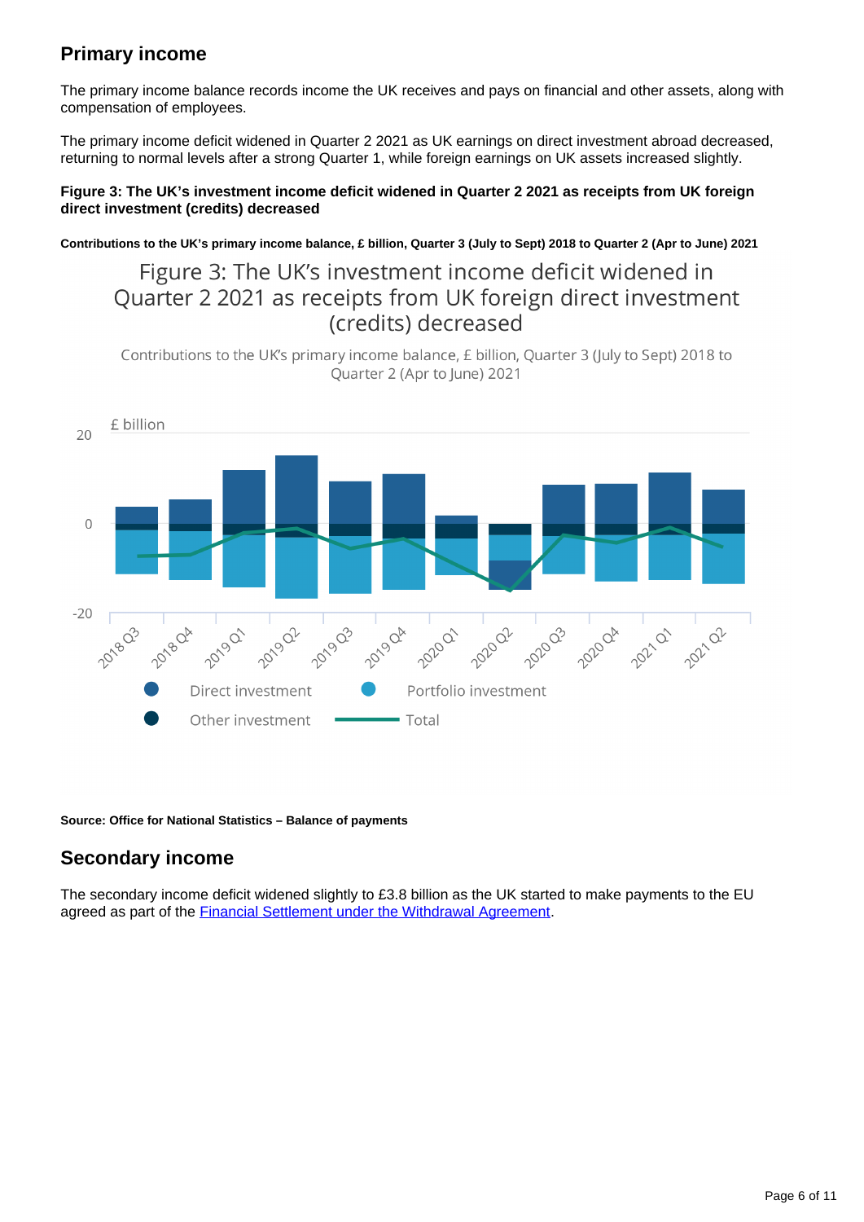## Primary income

The primary income balance records income the UK receives and pays on financial and other assets, along with compensation of employees.

The primary income deficit widened in Quarter 2 2021 as UK earnings on direct investment abroad decreased, returning to normal levels after a strong Quarter 1, while foreign earnings on UK assets increased slightly.

**Figure 3: The UK's investment income deficit widened in Quarter 2 2021 as receipts from UK foreign direct investment (credits) decreased**

**Contributions to the UK's primary income balance, £ billion, Quarter 3 (July to Sept) 2018 to Quarter 2 (Apr to June) 2021**

**Source: Office for National Statistics – Balance of payments**

## Secondary income

The secondary income deficit widened slightly to £3.8 billion as the UK started to make payments to the EU agreed as part of the Financial Settlement under the Withdrawal Agreement.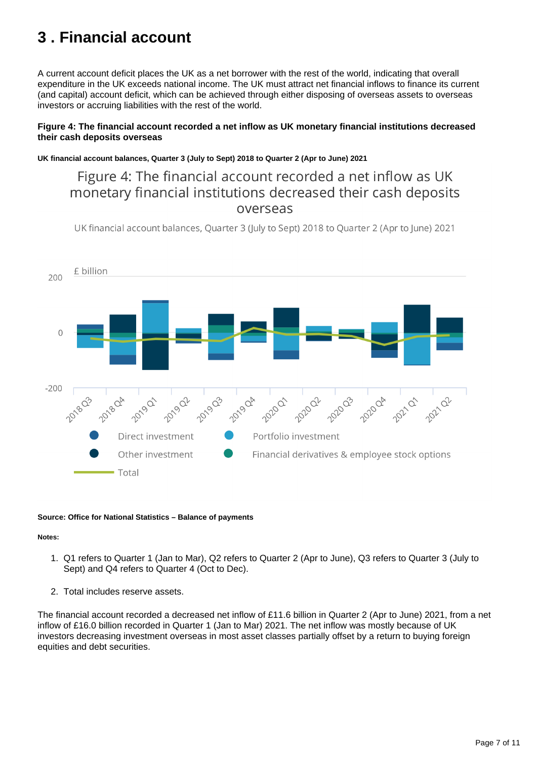# 3 . Financial account

A current account deficit places the UK as a net borrower with the rest of the world, indicating that overall expenditure in the UK exceeds national income. The UK must attract net financial inflows to finance its current (and capital) account deficit, which can be achieved through either disposing of overseas assets to overseas investors or accruing liabilities with the rest of the world.

**Figure 4: The financial account recorded a net inflow as UK monetary financial institutions decreased their cash deposits overseas**

**UK financial account balances, Quarter 3 (July to Sept) 2018 to Quarter 2 (Apr to June) 2021**

**Source: Office for National Statistics – Balance of payments**

**Notes:**

1. Q1 refers to Quarter 1 (Jan to Mar), Q2 refers to Quarter 2 (Apr to June), Q3 refers to Quarter 3 (July to Sept) and Q4 refers to Quarter 4 (Oct to Dec).
2. Total includes reserve assets.

The financial account recorded a decreased net inflow of £11.6 billion in Quarter 2 (Apr to June) 2021, from a net inflow of £16.0 billion recorded in Quarter 1 (Jan to Mar) 2021. The net inflow was mostly because of UK investors decreasing investment overseas in most asset classes partially offset by a return to buying foreign equities and debt securities.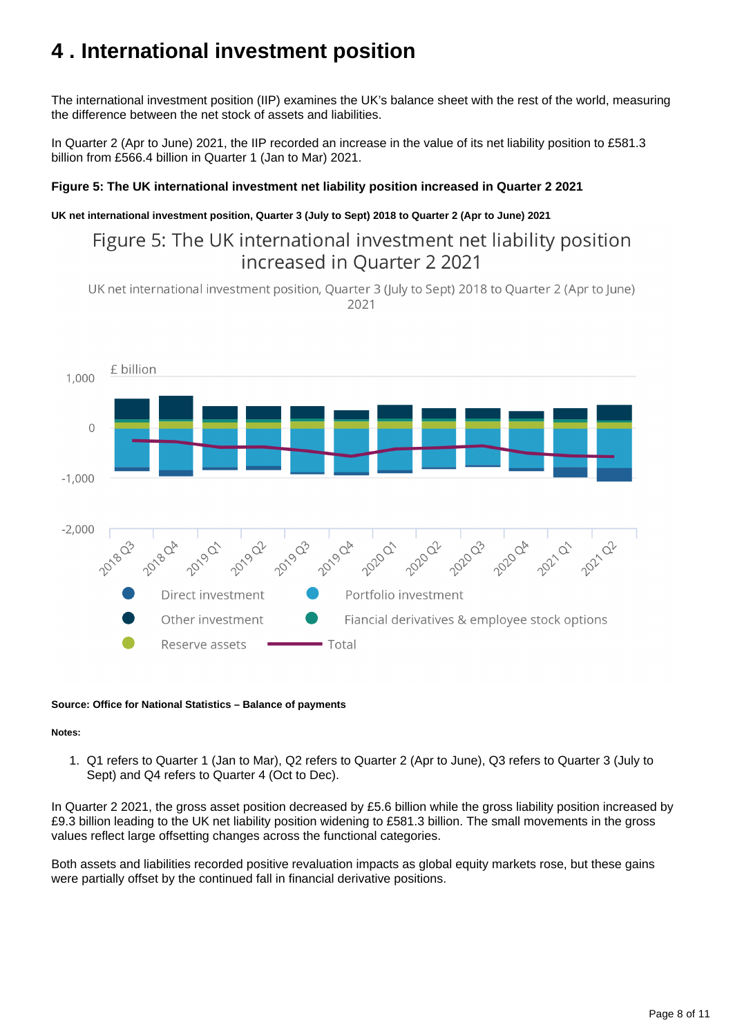# 4 . International investment position

The international investment position (IIP) examines the UK's balance sheet with the rest of the world, measuring the difference between the net stock of assets and liabilities.

In Quarter 2 (Apr to June) 2021, the IIP recorded an increase in the value of its net liability position to £581.3 billion from £566.4 billion in Quarter 1 (Jan to Mar) 2021.

**Figure 5: The UK international investment net liability position increased in Quarter 2 2021**

**UK net international investment position, Quarter 3 (July to Sept) 2018 to Quarter 2 (Apr to June) 2021**

**Source: Office for National Statistics – Balance of payments**

**Notes:**

1. Q1 refers to Quarter 1 (Jan to Mar), Q2 refers to Quarter 2 (Apr to June), Q3 refers to Quarter 3 (July to Sept) and Q4 refers to Quarter 4 (Oct to Dec).

In Quarter 2 2021, the gross asset position decreased by £5.6 billion while the gross liability position increased by £9.3 billion leading to the UK net liability position widening to £581.3 billion. The small movements in the gross values reflect large offsetting changes across the functional categories.

Both assets and liabilities recorded positive revaluation impacts as global equity markets rose, but these gains were partially offset by the continued fall in financial derivative positions.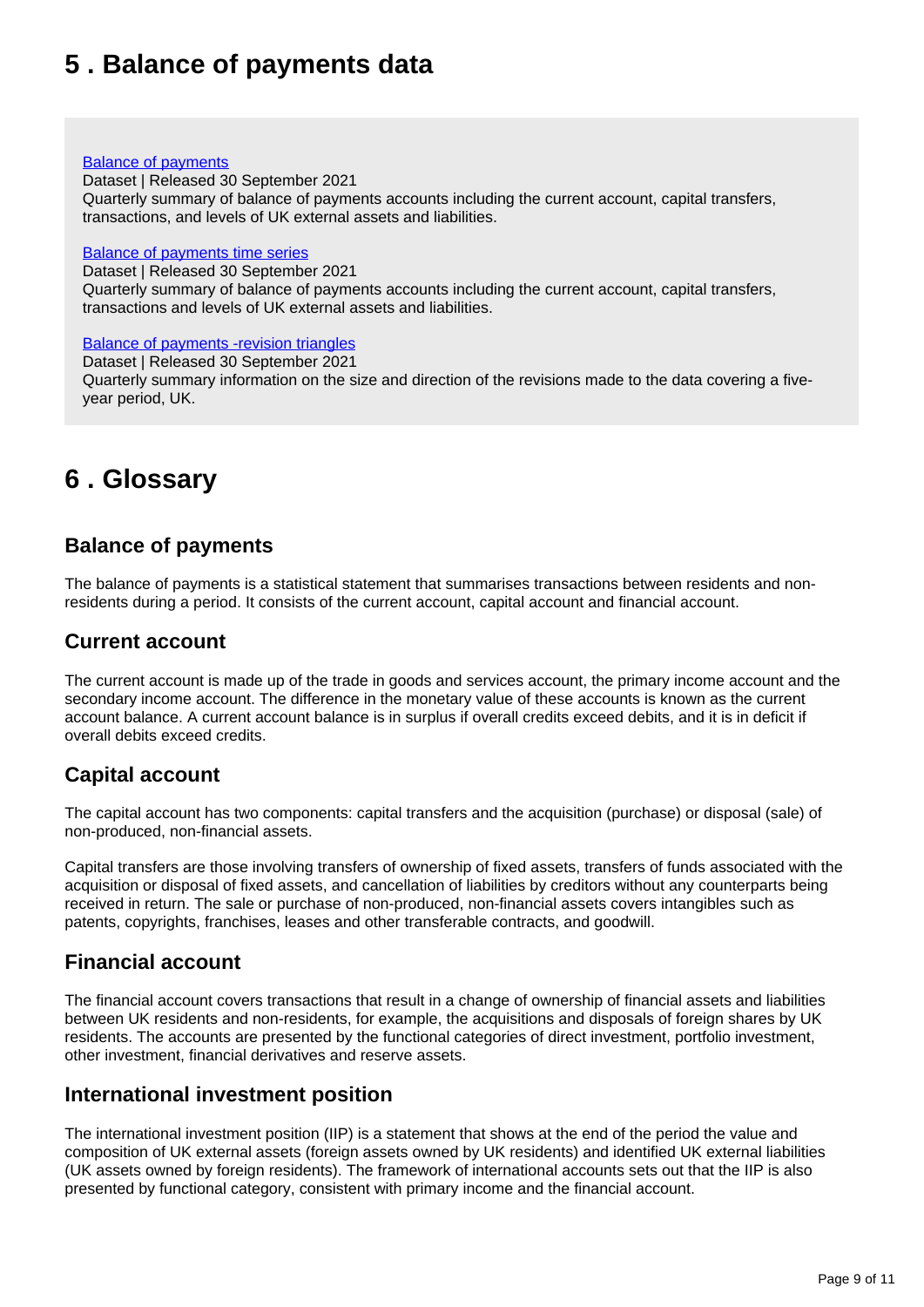## 5 . Balance of payments data

[Balance of payments](#)
Dataset | Released 30 September 2021
Quarterly summary of balance of payments accounts including the current account, capital transfers, transactions, and levels of UK external assets and liabilities.

[Balance of payments time series](#)
Dataset | Released 30 September 2021
Quarterly summary of balance of payments accounts including the current account, capital transfers, transactions and levels of UK external assets and liabilities.

[Balance of payments -revision triangles](#)
Dataset | Released 30 September 2021
Quarterly summary information on the size and direction of the revisions made to the data covering a five-year period, UK.

## 6 . Glossary

### Balance of payments

The balance of payments is a statistical statement that summarises transactions between residents and non-residents during a period. It consists of the current account, capital account and financial account.

### Current account

The current account is made up of the trade in goods and services account, the primary income account and the secondary income account. The difference in the monetary value of these accounts is known as the current account balance. A current account balance is in surplus if overall credits exceed debits, and it is in deficit if overall debits exceed credits.

### Capital account

The capital account has two components: capital transfers and the acquisition (purchase) or disposal (sale) of non-produced, non-financial assets.

Capital transfers are those involving transfers of ownership of fixed assets, transfers of funds associated with the acquisition or disposal of fixed assets, and cancellation of liabilities by creditors without any counterparts being received in return. The sale or purchase of non-produced, non-financial assets covers intangibles such as patents, copyrights, franchises, leases and other transferable contracts, and goodwill.

### Financial account

The financial account covers transactions that result in a change of ownership of financial assets and liabilities between UK residents and non-residents, for example, the acquisitions and disposals of foreign shares by UK residents. The accounts are presented by the functional categories of direct investment, portfolio investment, other investment, financial derivatives and reserve assets.

### International investment position

The international investment position (IIP) is a statement that shows at the end of the period the value and composition of UK external assets (foreign assets owned by UK residents) and identified UK external liabilities (UK assets owned by foreign residents). The framework of international accounts sets out that the IIP is also presented by functional category, consistent with primary income and the financial account.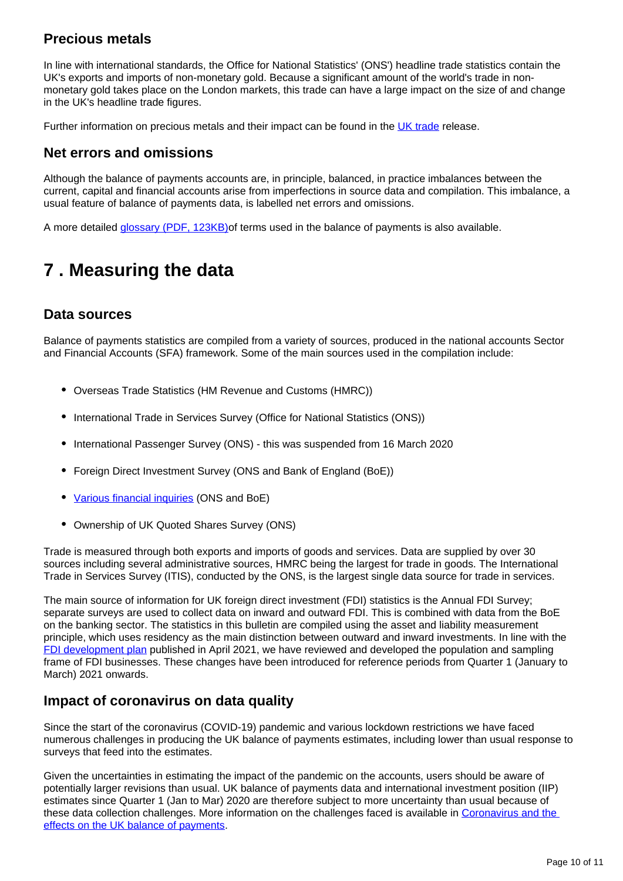### Precious metals

In line with international standards, the Office for National Statistics' (ONS') headline trade statistics contain the UK's exports and imports of non-monetary gold. Because a significant amount of the world's trade in non-monetary gold takes place on the London markets, this trade can have a large impact on the size of and change in the UK's headline trade figures.

Further information on precious metals and their impact can be found in the UK trade release.

### Net errors and omissions

Although the balance of payments accounts are, in principle, balanced, in practice imbalances between the current, capital and financial accounts arise from imperfections in source data and compilation. This imbalance, a usual feature of balance of payments data, is labelled net errors and omissions.

A more detailed glossary (PDF, 123KB)of terms used in the balance of payments is also available.

## 7 . Measuring the data

### Data sources

Balance of payments statistics are compiled from a variety of sources, produced in the national accounts Sector and Financial Accounts (SFA) framework. Some of the main sources used in the compilation include:

- Overseas Trade Statistics (HM Revenue and Customs (HMRC))
- International Trade in Services Survey (Office for National Statistics (ONS))
- International Passenger Survey (ONS) - this was suspended from 16 March 2020
- Foreign Direct Investment Survey (ONS and Bank of England (BoE))
- Various financial inquiries (ONS and BoE)
- Ownership of UK Quoted Shares Survey (ONS)

Trade is measured through both exports and imports of goods and services. Data are supplied by over 30 sources including several administrative sources, HMRC being the largest for trade in goods. The International Trade in Services Survey (ITIS), conducted by the ONS, is the largest single data source for trade in services.

The main source of information for UK foreign direct investment (FDI) statistics is the Annual FDI Survey; separate surveys are used to collect data on inward and outward FDI. This is combined with data from the BoE on the banking sector. The statistics in this bulletin are compiled using the asset and liability measurement principle, which uses residency as the main distinction between outward and inward investments. In line with the FDI development plan published in April 2021, we have reviewed and developed the population and sampling frame of FDI businesses. These changes have been introduced for reference periods from Quarter 1 (January to March) 2021 onwards.

### Impact of coronavirus on data quality

Since the start of the coronavirus (COVID-19) pandemic and various lockdown restrictions we have faced numerous challenges in producing the UK balance of payments estimates, including lower than usual response to surveys that feed into the estimates.

Given the uncertainties in estimating the impact of the pandemic on the accounts, users should be aware of potentially larger revisions than usual. UK balance of payments data and international investment position (IIP) estimates since Quarter 1 (Jan to Mar) 2020 are therefore subject to more uncertainty than usual because of these data collection challenges. More information on the challenges faced is available in Coronavirus and the effects on the UK balance of payments.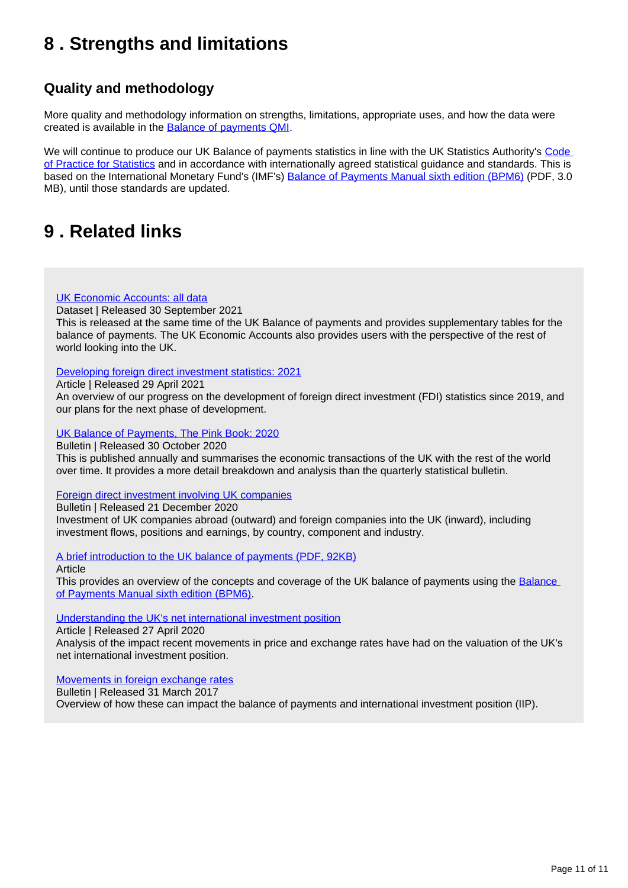## 8 . Strengths and limitations

### Quality and methodology

More quality and methodology information on strengths, limitations, appropriate uses, and how the data were created is available in the [Balance of payments QMI](#).

We will continue to produce our UK Balance of payments statistics in line with the UK Statistics Authority's [Code of Practice for Statistics](#) and in accordance with internationally agreed statistical guidance and standards. This is based on the International Monetary Fund's (IMF's) [Balance of Payments Manual sixth edition (BPM6)](#) (PDF, 3.0 MB), until those standards are updated.

## 9 . Related links

[UK Economic Accounts: all data](#)
Dataset | Released 30 September 2021
This is released at the same time of the UK Balance of payments and provides supplementary tables for the balance of payments. The UK Economic Accounts also provides users with the perspective of the rest of world looking into the UK.

[Developing foreign direct investment statistics: 2021](#)
Article | Released 29 April 2021
An overview of our progress on the development of foreign direct investment (FDI) statistics since 2019, and our plans for the next phase of development.

[UK Balance of Payments, The Pink Book: 2020](#)
Bulletin | Released 30 October 2020
This is published annually and summarises the economic transactions of the UK with the rest of the world over time. It provides a more detail breakdown and analysis than the quarterly statistical bulletin.

[Foreign direct investment involving UK companies](#)
Bulletin | Released 21 December 2020
Investment of UK companies abroad (outward) and foreign companies into the UK (inward), including investment flows, positions and earnings, by country, component and industry.

[A brief introduction to the UK balance of payments (PDF, 92KB)](#)
Article
This provides an overview of the concepts and coverage of the UK balance of payments using the [Balance of Payments Manual sixth edition (BPM6)](#).

[Understanding the UK's net international investment position](#)
Article | Released 27 April 2020
Analysis of the impact recent movements in price and exchange rates have had on the valuation of the UK's net international investment position.

[Movements in foreign exchange rates](#)
Bulletin | Released 31 March 2017
Overview of how these can impact the balance of payments and international investment position (IIP).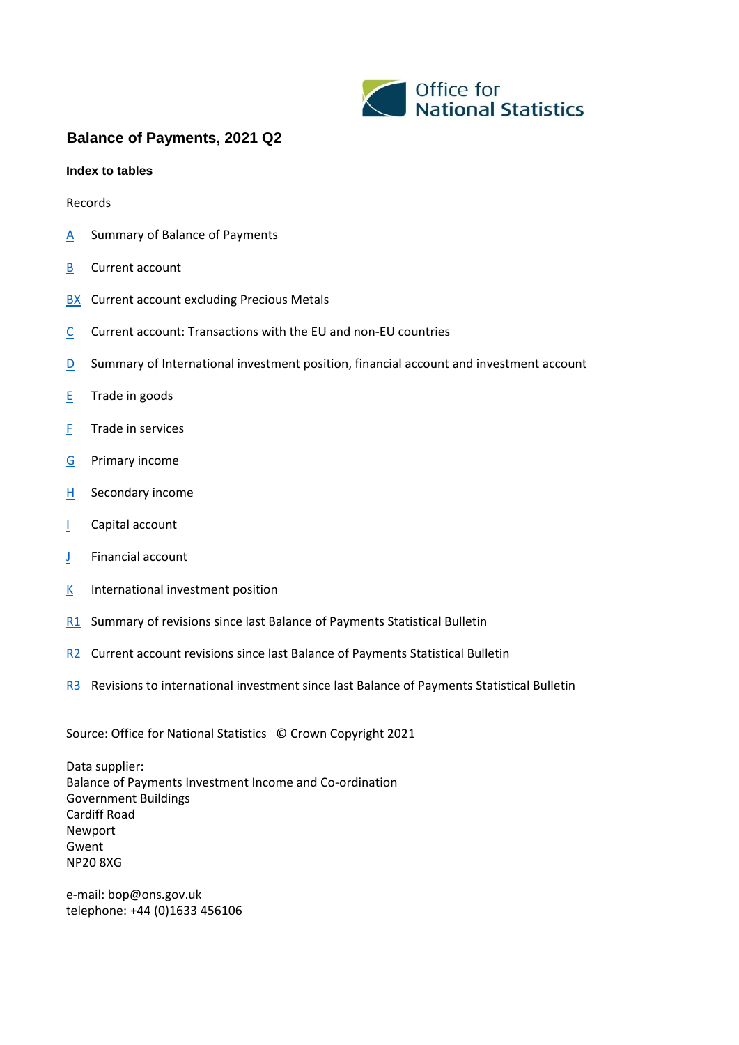Office for National Statistics

# Balance of Payments, 2021 Q2

### Index to tables

Records

- A Summary of Balance of Payments
- B Current account
- BX Current account excluding Precious Metals
- C Current account: Transactions with the EU and non-EU countries
- D Summary of International investment position, financial account and investment account
- E Trade in goods
- F Trade in services
- G Primary income
- H Secondary income
- I Capital account
- J Financial account
- K International investment position
- R1 Summary of revisions since last Balance of Payments Statistical Bulletin
- R2 Current account revisions since last Balance of Payments Statistical Bulletin
- R3 Revisions to international investment since last Balance of Payments Statistical Bulletin

Source: Office for National Statistics © Crown Copyright 2021

Data supplier:
Balance of Payments Investment Income and Co-ordination
Government Buildings
Cardiff Road
Newport
Gwent
NP20 8XG

e-mail: bop@ons.gov.uk
telephone: +44 (0)1633 456106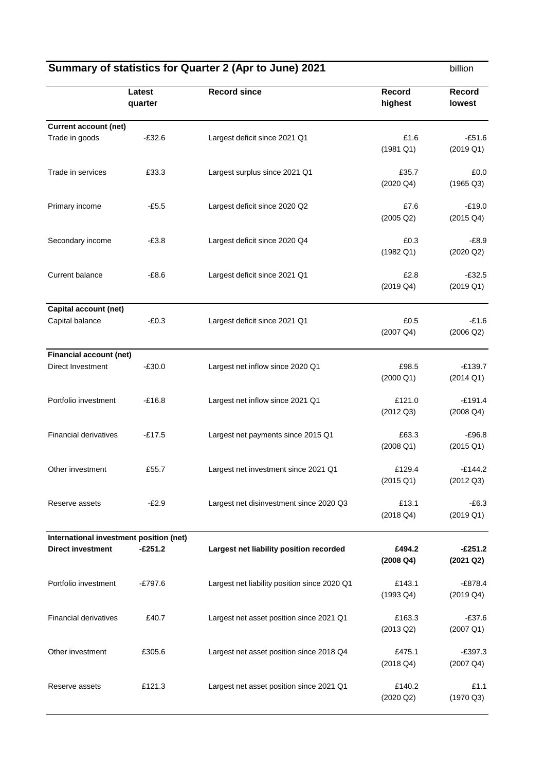## Summary of statistics for Quarter 2 (Apr to June) 2021

£ billion

| | Latest quarter | Record since | Record highest | Record lowest |
|---|---|---|---|---|
| **Current account (net)** | | | | |
| Trade in goods | -£32.6 | Largest deficit since 2021 Q1 | £1.6 (1981 Q1) | -£51.6 (2019 Q1) |
| Trade in services | £33.3 | Largest surplus since 2021 Q1 | £35.7 (2020 Q4) | £0.0 (1965 Q3) |
| Primary income | -£5.5 | Largest deficit since 2020 Q2 | £7.6 (2005 Q2) | -£19.0 (2015 Q4) |
| Secondary income | -£3.8 | Largest deficit since 2020 Q4 | £0.3 (1982 Q1) | -£8.9 (2020 Q2) |
| Current balance | -£8.6 | Largest deficit since 2021 Q1 | £2.8 (2019 Q4) | -£32.5 (2019 Q1) |
| **Capital account (net)** | | | | |
| Capital balance | -£0.3 | Largest deficit since 2021 Q1 | £0.5 (2007 Q4) | -£1.6 (2006 Q2) |
| **Financial account (net)** | | | | |
| Direct Investment | -£30.0 | Largest net inflow since 2020 Q1 | £98.5 (2000 Q1) | -£139.7 (2014 Q1) |
| Portfolio investment | -£16.8 | Largest net inflow since 2021 Q1 | £121.0 (2012 Q3) | -£191.4 (2008 Q4) |
| Financial derivatives | -£17.5 | Largest net payments since 2015 Q1 | £63.3 (2008 Q1) | -£96.8 (2015 Q1) |
| Other investment | £55.7 | Largest net investment since 2021 Q1 | £129.4 (2015 Q1) | -£144.2 (2012 Q3) |
| Reserve assets | -£2.9 | Largest net disinvestment since 2020 Q3 | £13.1 (2018 Q4) | -£6.3 (2019 Q1) |
| **International investment position (net)** | | | | |
| **Direct investment** | **-£251.2** | **Largest net liability position recorded** | **£494.2 (2008 Q4)** | **-£251.2 (2021 Q2)** |
| Portfolio investment | -£797.6 | Largest net liability position since 2020 Q1 | £143.1 (1993 Q4) | -£878.4 (2019 Q4) |
| Financial derivatives | £40.7 | Largest net asset position since 2021 Q1 | £163.3 (2013 Q2) | -£37.6 (2007 Q1) |
| Other investment | £305.6 | Largest net asset position since 2018 Q4 | £475.1 (2018 Q4) | -£397.3 (2007 Q4) |
| Reserve assets | £121.3 | Largest net asset position since 2021 Q1 | £140.2 (2020 Q2) | £1.1 (1970 Q3) |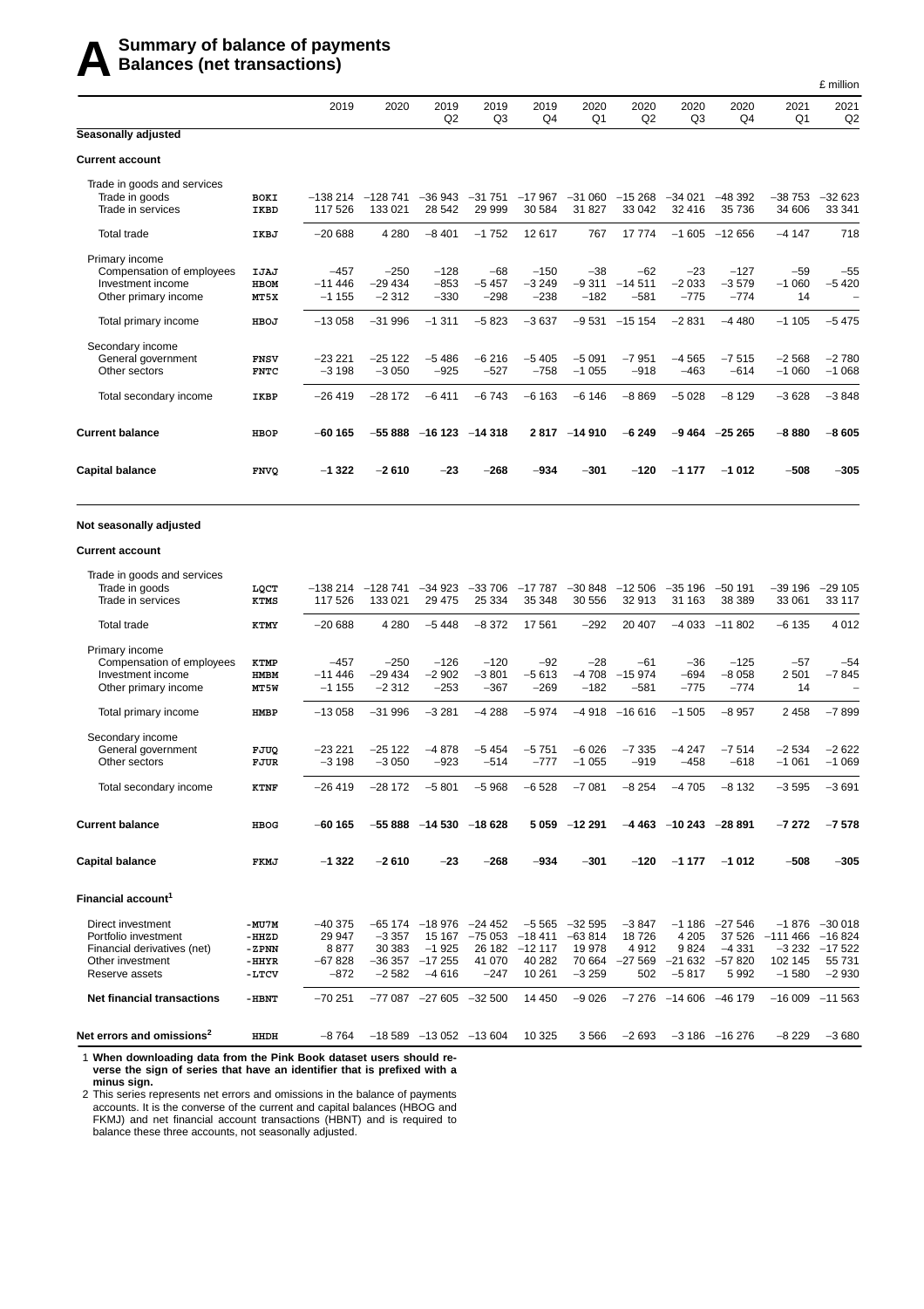# A Summary of balance of payments Balances (net transactions)

£ million

| | | 2019 | 2020 | 2019 Q2 | 2019 Q3 | 2019 Q4 | 2020 Q1 | 2020 Q2 | 2020 Q3 | 2020 Q4 | 2021 Q1 | 2021 Q2 |
|---|---|---|---|---|---|---|---|---|---|---|---|---|
| **Seasonally adjusted** | | | | | | | | | | | | |
| **Current account** | | | | | | | | | | | | |
| Trade in goods and services | | | | | | | | | | | | |
| Trade in goods | BOKI | −138 214 | −128 741 | −36 943 | −31 751 | −17 967 | −31 060 | −15 268 | −34 021 | −48 392 | −38 753 | −32 623 |
| Trade in services | IKBD | 117 526 | 133 021 | 28 542 | 29 999 | 30 584 | 31 827 | 33 042 | 32 416 | 35 736 | 34 606 | 33 341 |
| Total trade | IKBJ | −20 688 | 4 280 | −8 401 | −1 752 | 12 617 | 767 | 17 774 | −1 605 | −12 656 | −4 147 | 718 |
| Primary income | | | | | | | | | | | | |
| Compensation of employees | IJAJ | −457 | −250 | −128 | −68 | −150 | −38 | −62 | −23 | −127 | −59 | −55 |
| Investment income | HBOM | −11 446 | −29 434 | −853 | −5 457 | −3 249 | −9 311 | −14 511 | −2 033 | −3 579 | −1 060 | −5 420 |
| Other primary income | MT5X | −1 155 | −2 312 | −330 | −298 | −238 | −182 | −581 | −775 | −774 | 14 | – |
| Total primary income | HBOJ | −13 058 | −31 996 | −1 311 | −5 823 | −3 637 | −9 531 | −15 154 | −2 831 | −4 480 | −1 105 | −5 475 |
| Secondary income | | | | | | | | | | | | |
| General government | FNSV | −23 221 | −25 122 | −5 486 | −6 216 | −5 405 | −5 091 | −7 951 | −4 565 | −7 515 | −2 568 | −2 780 |
| Other sectors | FNTC | −3 198 | −3 050 | −925 | −527 | −758 | −1 055 | −918 | −463 | −614 | −1 060 | −1 068 |
| Total secondary income | IKBP | −26 419 | −28 172 | −6 411 | −6 743 | −6 163 | −6 146 | −8 869 | −5 028 | −8 129 | −3 628 | −3 848 |
| **Current balance** | HBOP | **−60 165** | **−55 888** | **−16 123** | **−14 318** | **2 817** | **−14 910** | **−6 249** | **−9 464** | **−25 265** | **−8 880** | **−8 605** |
| **Capital balance** | FNVQ | **−1 322** | **−2 610** | **−23** | **−268** | **−934** | **−301** | **−120** | **−1 177** | **−1 012** | **−508** | **−305** |
| **Not seasonally adjusted** | | | | | | | | | | | | |
| **Current account** | | | | | | | | | | | | |
| Trade in goods and services | | | | | | | | | | | | |
| Trade in goods | LQCT | −138 214 | −128 741 | −34 923 | −33 706 | −17 787 | −30 848 | −12 506 | −35 196 | −50 191 | −39 196 | −29 105 |
| Trade in services | KTMS | 117 526 | 133 021 | 29 475 | 25 334 | 35 348 | 30 556 | 32 913 | 31 163 | 38 389 | 33 061 | 33 117 |
| Total trade | KTMY | −20 688 | 4 280 | −5 448 | −8 372 | 17 561 | −292 | 20 407 | −4 033 | −11 802 | −6 135 | 4 012 |
| Primary income | | | | | | | | | | | | |
| Compensation of employees | KTMP | −457 | −250 | −126 | −120 | −92 | −28 | −61 | −36 | −125 | −57 | −54 |
| Investment income | HMBM | −11 446 | −29 434 | −2 902 | −3 801 | −5 613 | −4 708 | −15 974 | −694 | −8 058 | 2 501 | −7 845 |
| Other primary income | MT5W | −1 155 | −2 312 | −253 | −367 | −269 | −182 | −581 | −775 | −774 | 14 | – |
| Total primary income | HMBP | −13 058 | −31 996 | −3 281 | −4 288 | −5 974 | −4 918 | −16 616 | −1 505 | −8 957 | 2 458 | −7 899 |
| Secondary income | | | | | | | | | | | | |
| General government | FJUQ | −23 221 | −25 122 | −4 878 | −5 454 | −5 751 | −6 026 | −7 335 | −4 247 | −7 514 | −2 534 | −2 622 |
| Other sectors | FJUR | −3 198 | −3 050 | −923 | −514 | −777 | −1 055 | −919 | −458 | −618 | −1 061 | −1 069 |
| Total secondary income | KTNF | −26 419 | −28 172 | −5 801 | −5 968 | −6 528 | −7 081 | −8 254 | −4 705 | −8 132 | −3 595 | −3 691 |
| **Current balance** | HBOG | **−60 165** | **−55 888** | **−14 530** | **−18 628** | **5 059** | **−12 291** | **−4 463** | **−10 243** | **−28 891** | **−7 272** | **−7 578** |
| **Capital balance** | FKMJ | **−1 322** | **−2 610** | **−23** | **−268** | **−934** | **−301** | **−120** | **−1 177** | **−1 012** | **−508** | **−305** |
| **Financial account[1]** | | | | | | | | | | | | |
| Direct investment | -MU7M | −40 375 | −65 174 | −18 976 | −24 452 | −5 565 | −32 595 | −3 847 | −1 186 | −27 546 | −1 876 | −30 018 |
| Portfolio investment | -HHZD | 29 947 | −3 357 | 15 167 | −75 053 | −18 411 | −63 814 | 18 726 | 4 205 | 37 526 | −111 466 | −16 824 |
| Financial derivatives (net) | -ZPNN | 8 877 | 30 383 | −1 925 | 26 182 | −12 117 | 19 978 | 4 912 | 9 824 | −4 331 | −3 232 | −17 522 |
| Other investment | -HHYR | −67 828 | −36 357 | −17 255 | 41 070 | 40 282 | 70 664 | −27 569 | −21 632 | −57 820 | 102 145 | 55 731 |
| Reserve assets | -LTCV | −872 | −2 582 | −4 616 | −247 | 10 261 | −3 259 | 502 | −5 817 | 5 992 | −1 580 | −2 930 |
| **Net financial transactions** | -HBNT | −70 251 | −77 087 | −27 605 | −32 500 | 14 450 | −9 026 | −7 276 | −14 606 | −46 179 | −16 009 | −11 563 |
| **Net errors and omissions[2]** | HHDH | −8 764 | −18 589 | −13 052 | −13 604 | 10 325 | 3 566 | −2 693 | −3 186 | −16 276 | −8 229 | −3 680 |

1 **When downloading data from the Pink Book dataset users should reverse the sign of series that have an identifier that is prefixed with a minus sign.**

2 This series represents net errors and omissions in the balance of payments accounts. It is the converse of the current and capital balances (HBOG and FKMJ) and net financial account transactions (HBNT) and is required to balance these three accounts, not seasonally adjusted.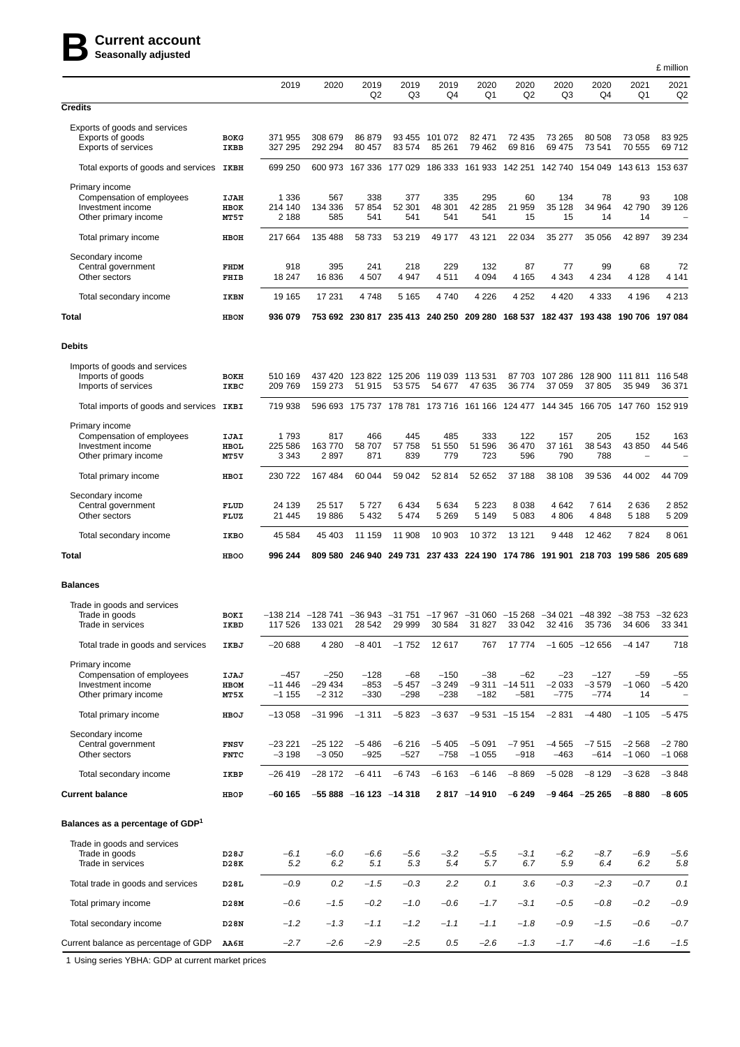# B Current account

**Seasonally adjusted**

£ million

| | | 2019 | 2020 | 2019 Q2 | 2019 Q3 | 2019 Q4 | 2020 Q1 | 2020 Q2 | 2020 Q3 | 2020 Q4 | 2021 Q1 | 2021 Q2 |
|---|---|---|---|---|---|---|---|---|---|---|---|---|
| **Credits** | | | | | | | | | | | | |
| Exports of goods and services | | | | | | | | | | | | |
| Exports of goods | BOKG | 371 955 | 308 679 | 86 879 | 93 455 | 101 072 | 82 471 | 72 435 | 73 265 | 80 508 | 73 058 | 83 925 |
| Exports of services | IKBB | 327 295 | 292 294 | 80 457 | 83 574 | 85 261 | 79 462 | 69 816 | 69 475 | 73 541 | 70 555 | 69 712 |
| Total exports of goods and services | IKBH | 699 250 | 600 973 | 167 336 | 177 029 | 186 333 | 161 933 | 142 251 | 142 740 | 154 049 | 143 613 | 153 637 |
| Primary income | | | | | | | | | | | | |
| Compensation of employees | IJAH | 1 336 | 567 | 338 | 377 | 335 | 295 | 60 | 134 | 78 | 93 | 108 |
| Investment income | HBOK | 214 140 | 134 336 | 57 854 | 52 301 | 48 301 | 42 285 | 21 959 | 35 128 | 34 964 | 42 790 | 39 126 |
| Other primary income | MT5T | 2 188 | 585 | 541 | 541 | 541 | 541 | 15 | 15 | 14 | 14 | – |
| Total primary income | HBOH | 217 664 | 135 488 | 58 733 | 53 219 | 49 177 | 43 121 | 22 034 | 35 277 | 35 056 | 42 897 | 39 234 |
| Secondary income | | | | | | | | | | | | |
| Central government | FHDM | 918 | 395 | 241 | 218 | 229 | 132 | 87 | 77 | 99 | 68 | 72 |
| Other sectors | FHIB | 18 247 | 16 836 | 4 507 | 4 947 | 4 511 | 4 094 | 4 165 | 4 343 | 4 234 | 4 128 | 4 141 |
| Total secondary income | IKBN | 19 165 | 17 231 | 4 748 | 5 165 | 4 740 | 4 226 | 4 252 | 4 420 | 4 333 | 4 196 | 4 213 |
| **Total** | HBON | **936 079** | **753 692** | **230 817** | **235 413** | **240 250** | **209 280** | **168 537** | **182 437** | **193 438** | **190 706** | **197 084** |
| **Debits** | | | | | | | | | | | | |
| Imports of goods and services | | | | | | | | | | | | |
| Imports of goods | BOKH | 510 169 | 437 420 | 123 822 | 125 206 | 119 039 | 113 531 | 87 703 | 107 286 | 128 900 | 111 811 | 116 548 |
| Imports of services | IKBC | 209 769 | 159 273 | 51 915 | 53 575 | 54 677 | 47 635 | 36 774 | 37 059 | 37 805 | 35 949 | 36 371 |
| Total imports of goods and services | IKBI | 719 938 | 596 693 | 175 737 | 178 781 | 173 716 | 161 166 | 124 477 | 144 345 | 166 705 | 147 760 | 152 919 |
| Primary income | | | | | | | | | | | | |
| Compensation of employees | IJAI | 1 793 | 817 | 466 | 445 | 485 | 333 | 122 | 157 | 205 | 152 | 163 |
| Investment income | HBOL | 225 586 | 163 770 | 58 707 | 57 758 | 51 550 | 51 596 | 36 470 | 37 161 | 38 543 | 43 850 | 44 546 |
| Other primary income | MT5V | 3 343 | 2 897 | 871 | 839 | 779 | 723 | 596 | 790 | 788 | – | – |
| Total primary income | HBOI | 230 722 | 167 484 | 60 044 | 59 042 | 52 814 | 52 652 | 37 188 | 38 108 | 39 536 | 44 002 | 44 709 |
| Secondary income | | | | | | | | | | | | |
| Central government | FLUD | 24 139 | 25 517 | 5 727 | 6 434 | 5 634 | 5 223 | 8 038 | 4 642 | 7 614 | 2 636 | 2 852 |
| Other sectors | FLUZ | 21 445 | 19 886 | 5 432 | 5 474 | 5 269 | 5 149 | 5 083 | 4 806 | 4 848 | 5 188 | 5 209 |
| Total secondary income | IKBO | 45 584 | 45 403 | 11 159 | 11 908 | 10 903 | 10 372 | 13 121 | 9 448 | 12 462 | 7 824 | 8 061 |
| **Total** | HBOO | **996 244** | **809 580** | **246 940** | **249 731** | **237 433** | **224 190** | **174 786** | **191 901** | **218 703** | **199 586** | **205 689** |
| **Balances** | | | | | | | | | | | | |
| Trade in goods and services | | | | | | | | | | | | |
| Trade in goods | BOKI | –138 214 | –128 741 | –36 943 | –31 751 | –17 967 | –31 060 | –15 268 | –34 021 | –48 392 | –38 753 | –32 623 |
| Trade in services | IKBD | 117 526 | 133 021 | 28 542 | 29 999 | 30 584 | 31 827 | 33 042 | 32 416 | 35 736 | 34 606 | 33 341 |
| Total trade in goods and services | IKBJ | –20 688 | 4 280 | –8 401 | –1 752 | 12 617 | 767 | 17 774 | –1 605 | –12 656 | –4 147 | 718 |
| Primary income | | | | | | | | | | | | |
| Compensation of employees | IJAJ | –457 | –250 | –128 | –68 | –150 | –38 | –62 | –23 | –127 | –59 | –55 |
| Investment income | HBOM | –11 446 | –29 434 | –853 | –5 457 | –3 249 | –9 311 | –14 511 | –2 033 | –3 579 | –1 060 | –5 420 |
| Other primary income | MT5X | –1 155 | –2 312 | –330 | –298 | –238 | –182 | –581 | –775 | –774 | 14 | – |
| Total primary income | HBOJ | –13 058 | –31 996 | –1 311 | –5 823 | –3 637 | –9 531 | –15 154 | –2 831 | –4 480 | –1 105 | –5 475 |
| Secondary income | | | | | | | | | | | | |
| Central government | FNSV | –23 221 | –25 122 | –5 486 | –6 216 | –5 405 | –5 091 | –7 951 | –4 565 | –7 515 | –2 568 | –2 780 |
| Other sectors | FNTC | –3 198 | –3 050 | –925 | –527 | –758 | –1 055 | –918 | –463 | –614 | –1 060 | –1 068 |
| Total secondary income | IKBP | –26 419 | –28 172 | –6 411 | –6 743 | –6 163 | –6 146 | –8 869 | –5 028 | –8 129 | –3 628 | –3 848 |
| **Current balance** | HBOP | **–60 165** | **–55 888** | **–16 123** | **–14 318** | **2 817** | **–14 910** | **–6 249** | **–9 464** | **–25 265** | **–8 880** | **–8 605** |
| **Balances as a percentage of GDP[1]** | | | | | | | | | | | | |
| Trade in goods and services | | | | | | | | | | | | |
| Trade in goods | D28J | *–6.1* | *–6.0* | *–6.6* | *–5.6* | *–3.2* | *–5.5* | *–3.1* | *–6.2* | *–8.7* | *–6.9* | *–5.6* |
| Trade in services | D28K | *5.2* | *6.2* | *5.1* | *5.3* | *5.4* | *5.7* | *6.7* | *5.9* | *6.4* | *6.2* | *5.8* |
| Total trade in goods and services | D28L | *–0.9* | *0.2* | *–1.5* | *–0.3* | *2.2* | *0.1* | *3.6* | *–0.3* | *–2.3* | *–0.7* | *0.1* |
| Total primary income | D28M | *–0.6* | *–1.5* | *–0.2* | *–1.0* | *–0.6* | *–1.7* | *–3.1* | *–0.5* | *–0.8* | *–0.2* | *–0.9* |
| Total secondary income | D28N | *–1.2* | *–1.3* | *–1.1* | *–1.2* | *–1.1* | *–1.1* | *–1.8* | *–0.9* | *–1.5* | *–0.6* | *–0.7* |
| Current balance as percentage of GDP | AA6H | *–2.7* | *–2.6* | *–2.9* | *–2.5* | *0.5* | *–2.6* | *–1.3* | *–1.7* | *–4.6* | *–1.6* | *–1.5* |

1 Using series YBHA: GDP at current market prices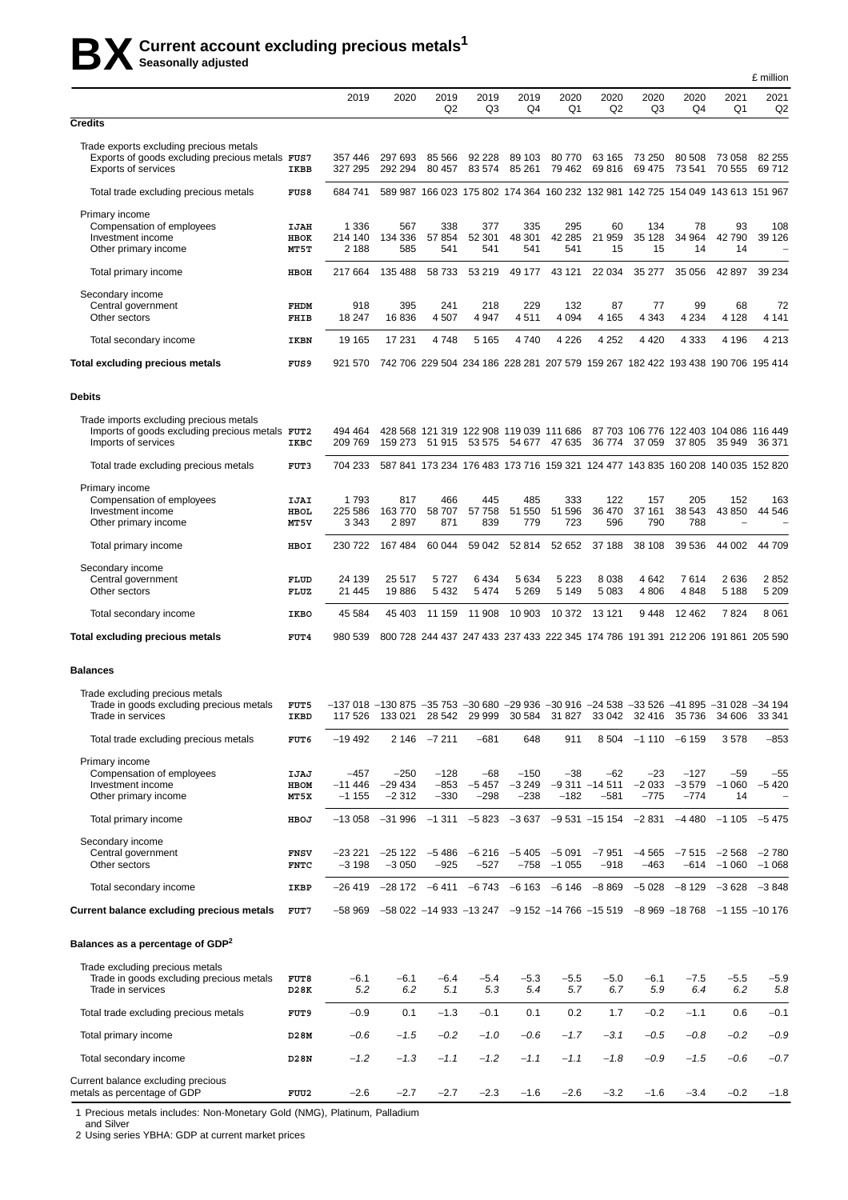# BX Current account excluding precious metals[1]

**Seasonally adjusted**

£ million

| | | 2019 | 2020 | 2019 Q2 | 2019 Q3 | 2019 Q4 | 2020 Q1 | 2020 Q2 | 2020 Q3 | 2020 Q4 | 2021 Q1 | 2021 Q2 |
|---|---|---|---|---|---|---|---|---|---|---|---|---|
| **Credits** | | | | | | | | | | | | |
| Trade exports excluding precious metals | | | | | | | | | | | | |
| Exports of goods excluding precious metals | FUS7 | 357 446 | 297 693 | 85 566 | 92 228 | 89 103 | 80 770 | 63 165 | 73 250 | 80 508 | 73 058 | 82 255 |
| Exports of services | IKBB | 327 295 | 292 294 | 80 457 | 83 574 | 85 261 | 79 462 | 69 816 | 69 475 | 73 541 | 70 555 | 69 712 |
| Total trade excluding precious metals | FUS8 | 684 741 | 589 987 | 166 023 | 175 802 | 174 364 | 160 232 | 132 981 | 142 725 | 154 049 | 143 613 | 151 967 |
| Primary income | | | | | | | | | | | | |
| Compensation of employees | IJAH | 1 336 | 567 | 338 | 377 | 335 | 295 | 60 | 134 | 78 | 93 | 108 |
| Investment income | HBOK | 214 140 | 134 336 | 57 854 | 52 301 | 48 301 | 42 285 | 21 959 | 35 128 | 34 964 | 42 790 | 39 126 |
| Other primary income | MT5T | 2 188 | 585 | 541 | 541 | 541 | 541 | 15 | 15 | 14 | 14 | – |
| Total primary income | HBOH | 217 664 | 135 488 | 58 733 | 53 219 | 49 177 | 43 121 | 22 034 | 35 277 | 35 056 | 42 897 | 39 234 |
| Secondary income | | | | | | | | | | | | |
| Central government | FHDM | 918 | 395 | 241 | 218 | 229 | 132 | 87 | 77 | 99 | 68 | 72 |
| Other sectors | FHIB | 18 247 | 16 836 | 4 507 | 4 947 | 4 511 | 4 094 | 4 165 | 4 343 | 4 234 | 4 128 | 4 141 |
| Total secondary income | IKBN | 19 165 | 17 231 | 4 748 | 5 165 | 4 740 | 4 226 | 4 252 | 4 420 | 4 333 | 4 196 | 4 213 |
| **Total excluding precious metals** | FUS9 | 921 570 | 742 706 | 229 504 | 234 186 | 228 281 | 207 579 | 159 267 | 182 422 | 193 438 | 190 706 | 195 414 |
| **Debits** | | | | | | | | | | | | |
| Trade imports excluding precious metals | | | | | | | | | | | | |
| Imports of goods excluding precious metals | FUT2 | 494 464 | 428 568 | 121 319 | 122 908 | 119 039 | 111 686 | 87 703 | 106 776 | 122 403 | 104 086 | 116 449 |
| Imports of services | IKBC | 209 769 | 159 273 | 51 915 | 53 575 | 54 677 | 47 635 | 36 774 | 37 059 | 37 805 | 35 949 | 36 371 |
| Total trade excluding precious metals | FUT3 | 704 233 | 587 841 | 173 234 | 176 483 | 173 716 | 159 321 | 124 477 | 143 835 | 160 208 | 140 035 | 152 820 |
| Primary income | | | | | | | | | | | | |
| Compensation of employees | IJAI | 1 793 | 817 | 466 | 445 | 485 | 333 | 122 | 157 | 205 | 152 | 163 |
| Investment income | HBOL | 225 586 | 163 770 | 58 707 | 57 758 | 51 550 | 51 596 | 36 470 | 37 161 | 38 543 | 43 850 | 44 546 |
| Other primary income | MT5V | 3 343 | 2 897 | 871 | 839 | 779 | 723 | 596 | 790 | 788 | – | – |
| Total primary income | HBOI | 230 722 | 167 484 | 60 044 | 59 042 | 52 814 | 52 652 | 37 188 | 38 108 | 39 536 | 44 002 | 44 709 |
| Secondary income | | | | | | | | | | | | |
| Central government | FLUD | 24 139 | 25 517 | 5 727 | 6 434 | 5 634 | 5 223 | 8 038 | 4 642 | 7 614 | 2 636 | 2 852 |
| Other sectors | FLUZ | 21 445 | 19 886 | 5 432 | 5 474 | 5 269 | 5 149 | 5 083 | 4 806 | 4 848 | 5 188 | 5 209 |
| Total secondary income | IKBO | 45 584 | 45 403 | 11 159 | 11 908 | 10 903 | 10 372 | 13 121 | 9 448 | 12 462 | 7 824 | 8 061 |
| **Total excluding precious metals** | FUT4 | 980 539 | 800 728 | 244 437 | 247 433 | 237 433 | 222 345 | 174 786 | 191 391 | 212 206 | 191 861 | 205 590 |
| **Balances** | | | | | | | | | | | | |
| Trade excluding precious metals | | | | | | | | | | | | |
| Trade in goods excluding precious metals | FUT5 | –137 018 | –130 875 | –35 753 | –30 680 | –29 936 | –30 916 | –24 538 | –33 526 | –41 895 | –31 028 | –34 194 |
| Trade in services | IKBD | 117 526 | 133 021 | 28 542 | 29 999 | 30 584 | 31 827 | 33 042 | 32 416 | 35 736 | 34 606 | 33 341 |
| Total trade excluding precious metals | FUT6 | –19 492 | 2 146 | –7 211 | –681 | 648 | 911 | 8 504 | –1 110 | –6 159 | 3 578 | –853 |
| Primary income | | | | | | | | | | | | |
| Compensation of employees | IJAJ | –457 | –250 | –128 | –68 | –150 | –38 | –62 | –23 | –127 | –59 | –55 |
| Investment income | HBOM | –11 446 | –29 434 | –853 | –5 457 | –3 249 | –9 311 | –14 511 | –2 033 | –3 579 | –1 060 | –5 420 |
| Other primary income | MT5X | –1 155 | –2 312 | –330 | –298 | –238 | –182 | –581 | –775 | –774 | 14 | – |
| Total primary income | HBOJ | –13 058 | –31 996 | –1 311 | –5 823 | –3 637 | –9 531 | –15 154 | –2 831 | –4 480 | –1 105 | –5 475 |
| Secondary income | | | | | | | | | | | | |
| Central government | FNSV | –23 221 | –25 122 | –5 486 | –6 216 | –5 405 | –5 091 | –7 951 | –4 565 | –7 515 | –2 568 | –2 780 |
| Other sectors | FNTC | –3 198 | –3 050 | –925 | –527 | –758 | –1 055 | –918 | –463 | –614 | –1 060 | –1 068 |
| Total secondary income | IKBP | –26 419 | –28 172 | –6 411 | –6 743 | –6 163 | –6 146 | –8 869 | –5 028 | –8 129 | –3 628 | –3 848 |
| **Current balance excluding precious metals** | FUT7 | –58 969 | –58 022 | –14 933 | –13 247 | –9 152 | –14 766 | –15 519 | –8 969 | –18 768 | –1 155 | –10 176 |
| **Balances as a percentage of GDP[2]** | | | | | | | | | | | | |
| Trade excluding precious metals | | | | | | | | | | | | |
| Trade in goods excluding precious metals | FUT8 | –6.1 | –6.1 | –6.4 | –5.4 | –5.3 | –5.5 | –5.0 | –6.1 | –7.5 | –5.5 | –5.9 |
| Trade in services | D28K | *5.2* | *6.2* | *5.1* | *5.3* | *5.4* | *5.7* | *6.7* | *5.9* | *6.4* | *6.2* | *5.8* |
| Total trade excluding precious metals | FUT9 | –0.9 | 0.1 | –1.3 | –0.1 | 0.1 | 0.2 | 1.7 | –0.2 | –1.1 | 0.6 | –0.1 |
| Total primary income | D28M | *–0.6* | *–1.5* | *–0.2* | *–1.0* | *–0.6* | *–1.7* | *–3.1* | *–0.5* | *–0.8* | *–0.2* | *–0.9* |
| Total secondary income | D28N | *–1.2* | *–1.3* | *–1.1* | *–1.2* | *–1.1* | *–1.1* | *–1.8* | *–0.9* | *–1.5* | *–0.6* | *–0.7* |
| Current balance excluding precious metals as percentage of GDP | FUU2 | –2.6 | –2.7 | –2.7 | –2.3 | –1.6 | –2.6 | –3.2 | –1.6 | –3.4 | –0.2 | –1.8 |

1 Precious metals includes: Non-Monetary Gold (NMG), Platinum, Palladium and Silver

2 Using series YBHA: GDP at current market prices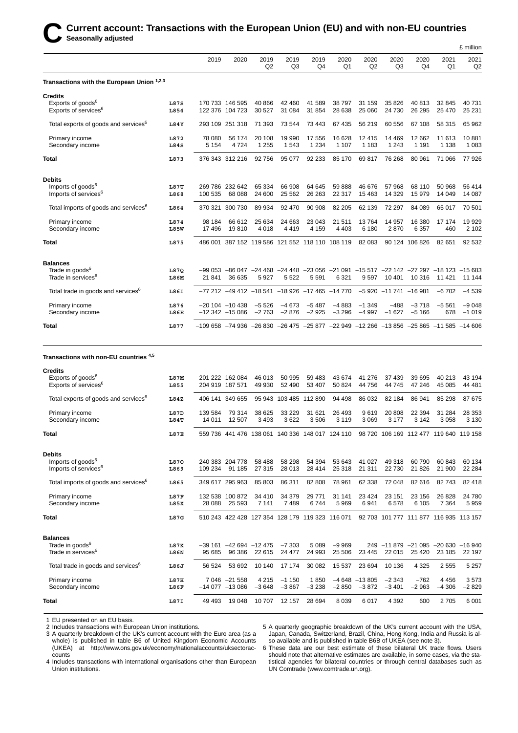# C Current account: Transactions with the European Union (EU) and with non-EU countries

**Seasonally adjusted**

£ million

| | | 2019 | 2020 | 2019 Q2 | 2019 Q3 | 2019 Q4 | 2020 Q1 | 2020 Q2 | 2020 Q3 | 2020 Q4 | 2021 Q1 | 2021 Q2 |
|---|---|---|---|---|---|---|---|---|---|---|---|---|
| **Transactions with the European Union [1,2,3]** | | | | | | | | | | | | |
| **Credits** | | | | | | | | | | | | |
| Exports of goods[6] | L87S | 170 733 | 146 595 | 40 866 | 42 460 | 41 589 | 38 797 | 31 159 | 35 826 | 40 813 | 32 845 | 40 731 |
| Exports of services[6] | L854 | 122 376 | 104 723 | 30 527 | 31 084 | 31 854 | 28 638 | 25 060 | 24 730 | 26 295 | 25 470 | 25 231 |
| Total exports of goods and services[6] | L84Y | 293 109 | 251 318 | 71 393 | 73 544 | 73 443 | 67 435 | 56 219 | 60 556 | 67 108 | 58 315 | 65 962 |
| Primary income | L872 | 78 080 | 56 174 | 20 108 | 19 990 | 17 556 | 16 628 | 12 415 | 14 469 | 12 662 | 11 613 | 10 881 |
| Secondary income | L84S | 5 154 | 4 724 | 1 255 | 1 543 | 1 234 | 1 107 | 1 183 | 1 243 | 1 191 | 1 138 | 1 083 |
| **Total** | L873 | 376 343 | 312 216 | 92 756 | 95 077 | 92 233 | 85 170 | 69 817 | 76 268 | 80 961 | 71 066 | 77 926 |
| **Debits** | | | | | | | | | | | | |
| Imports of goods[6] | L87U | 269 786 | 232 642 | 65 334 | 66 908 | 64 645 | 59 888 | 46 676 | 57 968 | 68 110 | 50 968 | 56 414 |
| Imports of services[6] | L868 | 100 535 | 68 088 | 24 600 | 25 562 | 26 263 | 22 317 | 15 463 | 14 329 | 15 979 | 14 049 | 14 087 |
| Total imports of goods and services[6] | L864 | 370 321 | 300 730 | 89 934 | 92 470 | 90 908 | 82 205 | 62 139 | 72 297 | 84 089 | 65 017 | 70 501 |
| Primary income | L874 | 98 184 | 66 612 | 25 634 | 24 663 | 23 043 | 21 511 | 13 764 | 14 957 | 16 380 | 17 174 | 19 929 |
| Secondary income | L85W | 17 496 | 19 810 | 4 018 | 4 419 | 4 159 | 4 403 | 6 180 | 2 870 | 6 357 | 460 | 2 102 |
| **Total** | L875 | 486 001 | 387 152 | 119 586 | 121 552 | 118 110 | 108 119 | 82 083 | 90 124 | 106 826 | 82 651 | 92 532 |
| **Balances** | | | | | | | | | | | | |
| Trade in goods[6] | L87Q | –99 053 | –86 047 | –24 468 | –24 448 | –23 056 | –21 091 | –15 517 | –22 142 | –27 297 | –18 123 | –15 683 |
| Trade in services[6] | L86M | 21 841 | 36 635 | 5 927 | 5 522 | 5 591 | 6 321 | 9 597 | 10 401 | 10 316 | 11 421 | 11 144 |
| Total trade in goods and services[6] | L86I | –77 212 | –49 412 | –18 541 | –18 926 | –17 465 | –14 770 | –5 920 | –11 741 | –16 981 | –6 702 | –4 539 |
| Primary income | L876 | –20 104 | –10 438 | –5 526 | –4 673 | –5 487 | –4 883 | –1 349 | –488 | –3 718 | –5 561 | –9 048 |
| Secondary income | L86E | –12 342 | –15 086 | –2 763 | –2 876 | –2 925 | –3 296 | –4 997 | –1 627 | –5 166 | 678 | –1 019 |
| **Total** | L877 | –109 658 | –74 936 | –26 830 | –26 475 | –25 877 | –22 949 | –12 266 | –13 856 | –25 865 | –11 585 | –14 606 |
| **Transactions with non-EU countries [4,5]** | | | | | | | | | | | | |
| **Credits** | | | | | | | | | | | | |
| Exports of goods[6] | L87M | 201 222 | 162 084 | 46 013 | 50 995 | 59 483 | 43 674 | 41 276 | 37 439 | 39 695 | 40 213 | 43 194 |
| Exports of services[6] | L855 | 204 919 | 187 571 | 49 930 | 52 490 | 53 407 | 50 824 | 44 756 | 44 745 | 47 246 | 45 085 | 44 481 |
| Total exports of goods and services[6] | L84Z | 406 141 | 349 655 | 95 943 | 103 485 | 112 890 | 94 498 | 86 032 | 82 184 | 86 941 | 85 298 | 87 675 |
| Primary income | L87D | 139 584 | 79 314 | 38 625 | 33 229 | 31 621 | 26 493 | 9 619 | 20 808 | 22 394 | 31 284 | 28 353 |
| Secondary income | L84T | 14 011 | 12 507 | 3 493 | 3 622 | 3 506 | 3 119 | 3 069 | 3 177 | 3 142 | 3 058 | 3 130 |
| **Total** | L87E | 559 736 | 441 476 | 138 061 | 140 336 | 148 017 | 124 110 | 98 720 | 106 169 | 112 477 | 119 640 | 119 158 |
| **Debits** | | | | | | | | | | | | |
| Imports of goods[6] | L87O | 240 383 | 204 778 | 58 488 | 58 298 | 54 394 | 53 643 | 41 027 | 49 318 | 60 790 | 60 843 | 60 134 |
| Imports of services[6] | L869 | 109 234 | 91 185 | 27 315 | 28 013 | 28 414 | 25 318 | 21 311 | 22 730 | 21 826 | 21 900 | 22 284 |
| Total imports of goods and services[6] | L865 | 349 617 | 295 963 | 85 803 | 86 311 | 82 808 | 78 961 | 62 338 | 72 048 | 82 616 | 82 743 | 82 418 |
| Primary income | L87F | 132 538 | 100 872 | 34 410 | 34 379 | 29 771 | 31 141 | 23 424 | 23 151 | 23 156 | 26 828 | 24 780 |
| Secondary income | L85X | 28 088 | 25 593 | 7 141 | 7 489 | 6 744 | 5 969 | 6 941 | 6 578 | 6 105 | 7 364 | 5 959 |
| **Total** | L87G | 510 243 | 422 428 | 127 354 | 128 179 | 119 323 | 116 071 | 92 703 | 101 777 | 111 877 | 116 935 | 113 157 |
| **Balances** | | | | | | | | | | | | |
| Trade in goods[6] | L87K | –39 161 | –42 694 | –12 475 | –7 303 | 5 089 | –9 969 | 249 | –11 879 | –21 095 | –20 630 | –16 940 |
| Trade in services[6] | L86N | 95 685 | 96 386 | 22 615 | 24 477 | 24 993 | 25 506 | 23 445 | 22 015 | 25 420 | 23 185 | 22 197 |
| Total trade in goods and services[6] | L86J | 56 524 | 53 692 | 10 140 | 17 174 | 30 082 | 15 537 | 23 694 | 10 136 | 4 325 | 2 555 | 5 257 |
| Primary income | L87H | 7 046 | –21 558 | 4 215 | –1 150 | 1 850 | –4 648 | –13 805 | –2 343 | –762 | 4 456 | 3 573 |
| Secondary income | L86F | –14 077 | –13 086 | –3 648 | –3 867 | –3 238 | –2 850 | –3 872 | –3 401 | –2 963 | –4 306 | –2 829 |
| **Total** | L87I | 49 493 | 19 048 | 10 707 | 12 157 | 28 694 | 8 039 | 6 017 | 4 392 | 600 | 2 705 | 6 001 |

1 EU presented on an EU basis.

2 Includes transactions with European Union institutions.

3 A quarterly breakdown of the UK's current account with the Euro area (as a whole) is published in table B6 of United Kingdom Economic Accounts (UKEA) at http://www.ons.gov.uk/economy/nationalaccounts/uksectoraccounts

4 Includes transactions with international organisations other than European Union institutions.

5 A quarterly geographic breakdown of the UK's current account with the USA, Japan, Canada, Switzerland, Brazil, China, Hong Kong, India and Russia is also available and is published in table B6B of UKEA (see note 3).

6 These data are our best estimate of these bilateral UK trade flows. Users should note that alternative estimates are available, in some cases, via the statistical agencies for bilateral countries or through central databases such as UN Comtrade (www.comtrade.un.org).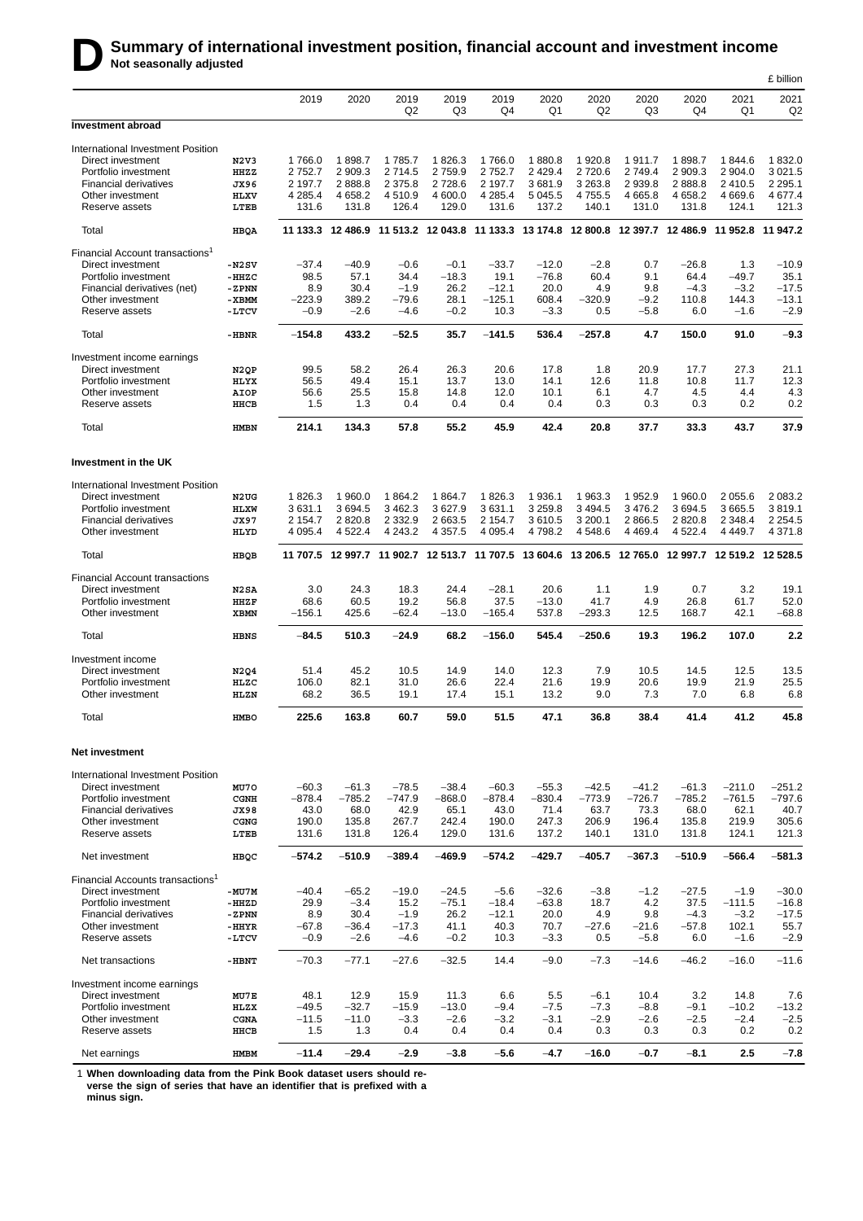# D Summary of international investment position, financial account and investment income

**Not seasonally adjusted**

£ billion

| | | 2019 | 2020 | 2019 Q2 | 2019 Q3 | 2019 Q4 | 2020 Q1 | 2020 Q2 | 2020 Q3 | 2020 Q4 | 2021 Q1 | 2021 Q2 |
|---|---|---|---|---|---|---|---|---|---|---|---|---|
| **Investment abroad** | | | | | | | | | | | | |
| International Investment Position | | | | | | | | | | | | |
| Direct investment | N2V3 | 1 766.0 | 1 898.7 | 1 785.7 | 1 826.3 | 1 766.0 | 1 880.8 | 1 920.8 | 1 911.7 | 1 898.7 | 1 844.6 | 1 832.0 |
| Portfolio investment | HHZZ | 2 752.7 | 2 909.3 | 2 714.5 | 2 759.9 | 2 752.7 | 2 429.4 | 2 720.6 | 2 749.4 | 2 909.3 | 2 904.0 | 3 021.5 |
| Financial derivatives | JX96 | 2 197.7 | 2 888.8 | 2 375.8 | 2 728.6 | 2 197.7 | 3 681.9 | 3 263.8 | 2 939.8 | 2 888.8 | 2 410.5 | 2 295.1 |
| Other investment | HLXV | 4 285.4 | 4 658.2 | 4 510.9 | 4 600.0 | 4 285.4 | 5 045.5 | 4 755.5 | 4 665.8 | 4 658.2 | 4 669.6 | 4 677.4 |
| Reserve assets | LTEB | 131.6 | 131.8 | 126.4 | 129.0 | 131.6 | 137.2 | 140.1 | 131.0 | 131.8 | 124.1 | 121.3 |
| Total | HBQA | **11 133.3** | **12 486.9** | **11 513.2** | **12 043.8** | **11 133.3** | **13 174.8** | **12 800.8** | **12 397.7** | **12 486.9** | **11 952.8** | **11 947.2** |
| Financial Account transactions[1] | | | | | | | | | | | | |
| Direct investment | -N2SV | −37.4 | −40.9 | −0.6 | −0.1 | −33.7 | −12.0 | −2.8 | 0.7 | −26.8 | 1.3 | −10.9 |
| Portfolio investment | -HHZC | 98.5 | 57.1 | 34.4 | −18.3 | 19.1 | −76.8 | 60.4 | 9.1 | 64.4 | −49.7 | 35.1 |
| Financial derivatives (net) | -ZPNN | 8.9 | 30.4 | −1.9 | 26.2 | −12.1 | 20.0 | 4.9 | 9.8 | −4.3 | −3.2 | −17.5 |
| Other investment | -XBMM | −223.9 | 389.2 | −79.6 | 28.1 | −125.1 | 608.4 | −320.9 | −9.2 | 110.8 | 144.3 | −13.1 |
| Reserve assets | -LTCV | −0.9 | −2.6 | −4.6 | −0.2 | 10.3 | −3.3 | 0.5 | −5.8 | 6.0 | −1.6 | −2.9 |
| Total | -HBNR | **−154.8** | **433.2** | **−52.5** | **35.7** | **−141.5** | **536.4** | **−257.8** | **4.7** | **150.0** | **91.0** | **−9.3** |
| Investment income earnings | | | | | | | | | | | | |
| Direct investment | N2QP | 99.5 | 58.2 | 26.4 | 26.3 | 20.6 | 17.8 | 1.8 | 20.9 | 17.7 | 27.3 | 21.1 |
| Portfolio investment | HLYX | 56.5 | 49.4 | 15.1 | 13.7 | 13.0 | 14.1 | 12.6 | 11.8 | 10.8 | 11.7 | 12.3 |
| Other investment | AIOP | 56.6 | 25.5 | 15.8 | 14.8 | 12.0 | 10.1 | 6.1 | 4.7 | 4.5 | 4.4 | 4.3 |
| Reserve assets | HHCB | 1.5 | 1.3 | 0.4 | 0.4 | 0.4 | 0.4 | 0.3 | 0.3 | 0.3 | 0.2 | 0.2 |
| Total | HMBN | **214.1** | **134.3** | **57.8** | **55.2** | **45.9** | **42.4** | **20.8** | **37.7** | **33.3** | **43.7** | **37.9** |
| **Investment in the UK** | | | | | | | | | | | | |
| International Investment Position | | | | | | | | | | | | |
| Direct investment | N2UG | 1 826.3 | 1 960.0 | 1 864.2 | 1 864.7 | 1 826.3 | 1 936.1 | 1 963.3 | 1 952.9 | 1 960.0 | 2 055.6 | 2 083.2 |
| Portfolio investment | HLXW | 3 631.1 | 3 694.5 | 3 462.3 | 3 627.9 | 3 631.1 | 3 259.8 | 3 494.5 | 3 476.2 | 3 694.5 | 3 665.5 | 3 819.1 |
| Financial derivatives | JX97 | 2 154.7 | 2 820.8 | 2 332.9 | 2 663.5 | 2 154.7 | 3 610.5 | 3 200.1 | 2 866.5 | 2 820.8 | 2 348.4 | 2 254.5 |
| Other investment | HLYD | 4 095.4 | 4 522.4 | 4 243.2 | 4 357.5 | 4 095.4 | 4 798.2 | 4 548.6 | 4 469.4 | 4 522.4 | 4 449.7 | 4 371.8 |
| Total | HBQB | **11 707.5** | **12 997.7** | **11 902.7** | **12 513.7** | **11 707.5** | **13 604.6** | **13 206.5** | **12 765.0** | **12 997.7** | **12 519.2** | **12 528.5** |
| Financial Account transactions | | | | | | | | | | | | |
| Direct investment | N2SA | 3.0 | 24.3 | 18.3 | 24.4 | −28.1 | 20.6 | 1.1 | 1.9 | 0.7 | 3.2 | 19.1 |
| Portfolio investment | HHZF | 68.6 | 60.5 | 19.2 | 56.8 | 37.5 | −13.0 | 41.7 | 4.9 | 26.8 | 61.7 | 52.0 |
| Other investment | XBMN | −156.1 | 425.6 | −62.4 | −13.0 | −165.4 | 537.8 | −293.3 | 12.5 | 168.7 | 42.1 | −68.8 |
| Total | HBNS | **−84.5** | **510.3** | **−24.9** | **68.2** | **−156.0** | **545.4** | **−250.6** | **19.3** | **196.2** | **107.0** | **2.2** |
| Investment income | | | | | | | | | | | | |
| Direct investment | N2Q4 | 51.4 | 45.2 | 10.5 | 14.9 | 14.0 | 12.3 | 7.9 | 10.5 | 14.5 | 12.5 | 13.5 |
| Portfolio investment | HLZC | 106.0 | 82.1 | 31.0 | 26.6 | 22.4 | 21.6 | 19.9 | 20.6 | 19.9 | 21.9 | 25.5 |
| Other investment | HLZN | 68.2 | 36.5 | 19.1 | 17.4 | 15.1 | 13.2 | 9.0 | 7.3 | 7.0 | 6.8 | 6.8 |
| Total | HMBO | **225.6** | **163.8** | **60.7** | **59.0** | **51.5** | **47.1** | **36.8** | **38.4** | **41.4** | **41.2** | **45.8** |
| **Net investment** | | | | | | | | | | | | |
| International Investment Position | | | | | | | | | | | | |
| Direct investment | MU7O | −60.3 | −61.3 | −78.5 | −38.4 | −60.3 | −55.3 | −42.5 | −41.2 | −61.3 | −211.0 | −251.2 |
| Portfolio investment | CGNH | −878.4 | −785.2 | −747.9 | −868.0 | −878.4 | −830.4 | −773.9 | −726.7 | −785.2 | −761.5 | −797.6 |
| Financial derivatives | JX98 | 43.0 | 68.0 | 42.9 | 65.1 | 43.0 | 71.4 | 63.7 | 73.3 | 68.0 | 62.1 | 40.7 |
| Other investment | CGNG | 190.0 | 135.8 | 267.7 | 242.4 | 190.0 | 247.3 | 206.9 | 196.4 | 135.8 | 219.9 | 305.6 |
| Reserve assets | LTEB | 131.6 | 131.8 | 126.4 | 129.0 | 131.6 | 137.2 | 140.1 | 131.0 | 131.8 | 124.1 | 121.3 |
| Net investment | HBQC | **−574.2** | **−510.9** | **−389.4** | **−469.9** | **−574.2** | **−429.7** | **−405.7** | **−367.3** | **−510.9** | **−566.4** | **−581.3** |
| Financial Accounts transactions[1] | | | | | | | | | | | | |
| Direct investment | -MU7M | −40.4 | −65.2 | −19.0 | −24.5 | −5.6 | −32.6 | −3.8 | −1.2 | −27.5 | −1.9 | −30.0 |
| Portfolio investment | -HHZD | 29.9 | −3.4 | 15.2 | −75.1 | −18.4 | −63.8 | 18.7 | 4.2 | 37.5 | −111.5 | −16.8 |
| Financial derivatives | -ZPNN | 8.9 | 30.4 | −1.9 | 26.2 | −12.1 | 20.0 | 4.9 | 9.8 | −4.3 | −3.2 | −17.5 |
| Other investment | -HHYR | −67.8 | −36.4 | −17.3 | 41.1 | 40.3 | 70.7 | −27.6 | −21.6 | −57.8 | 102.1 | 55.7 |
| Reserve assets | -LTCV | −0.9 | −2.6 | −4.6 | −0.2 | 10.3 | −3.3 | 0.5 | −5.8 | 6.0 | −1.6 | −2.9 |
| Net transactions | -HBNT | **−70.3** | **−77.1** | **−27.6** | **−32.5** | **14.4** | **−9.0** | **−7.3** | **−14.6** | **−46.2** | **−16.0** | **−11.6** |
| Investment income earnings | | | | | | | | | | | | |
| Direct investment | MU7E | 48.1 | 12.9 | 15.9 | 11.3 | 6.6 | 5.5 | −6.1 | 10.4 | 3.2 | 14.8 | 7.6 |
| Portfolio investment | HLZX | −49.5 | −32.7 | −15.9 | −13.0 | −9.4 | −7.5 | −7.3 | −8.8 | −9.1 | −10.2 | −13.2 |
| Other investment | CGNA | −11.5 | −11.0 | −3.3 | −2.6 | −3.2 | −3.1 | −2.9 | −2.6 | −2.5 | −2.4 | −2.5 |
| Reserve assets | HHCB | 1.5 | 1.3 | 0.4 | 0.4 | 0.4 | 0.4 | 0.3 | 0.3 | 0.3 | 0.2 | 0.2 |
| Net earnings | HMBM | **−11.4** | **−29.4** | **−2.9** | **−3.8** | **−5.6** | **−4.7** | **−16.0** | **−0.7** | **−8.1** | **2.5** | **−7.8** |

1 **When downloading data from the Pink Book dataset users should reverse the sign of series that have an identifier that is prefixed with a minus sign.**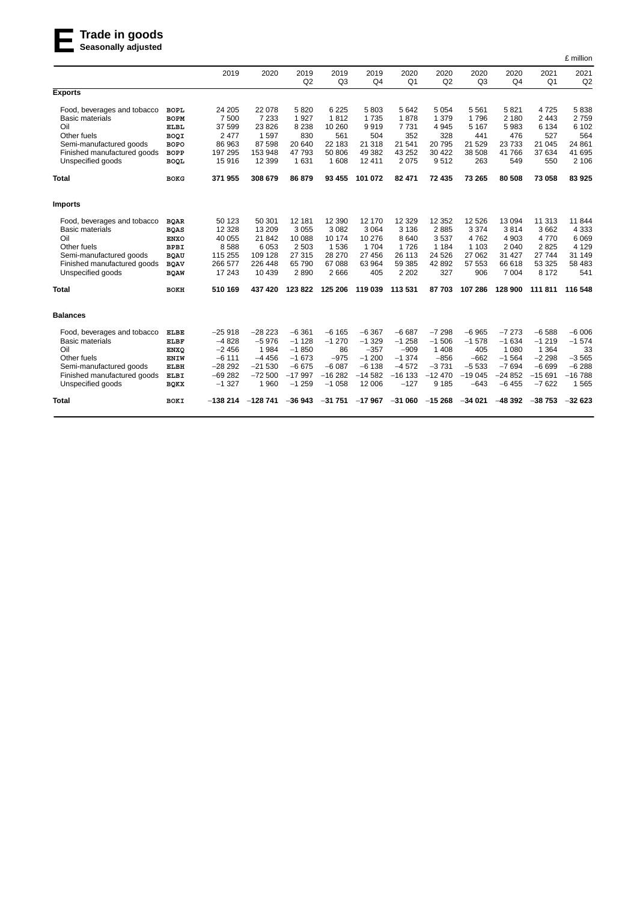# E Trade in goods

**Seasonally adjusted**

£ million

| | | 2019 | 2020 | 2019 Q2 | 2019 Q3 | 2019 Q4 | 2020 Q1 | 2020 Q2 | 2020 Q3 | 2020 Q4 | 2021 Q1 | 2021 Q2 |
|---|---|---|---|---|---|---|---|---|---|---|---|---|
| **Exports** | | | | | | | | | | | | |
| Food, beverages and tobacco | BOPL | 24 205 | 22 078 | 5 820 | 6 225 | 5 803 | 5 642 | 5 054 | 5 561 | 5 821 | 4 725 | 5 838 |
| Basic materials | BOPM | 7 500 | 7 233 | 1 927 | 1 812 | 1 735 | 1 878 | 1 379 | 1 796 | 2 180 | 2 443 | 2 759 |
| Oil | ELBL | 37 599 | 23 826 | 8 238 | 10 260 | 9 919 | 7 731 | 4 945 | 5 167 | 5 983 | 6 134 | 6 102 |
| Other fuels | BOQI | 2 477 | 1 597 | 830 | 561 | 504 | 352 | 328 | 441 | 476 | 527 | 564 |
| Semi-manufactured goods | BOPO | 86 963 | 87 598 | 20 640 | 22 183 | 21 318 | 21 541 | 20 795 | 21 529 | 23 733 | 21 045 | 24 861 |
| Finished manufactured goods | BOPP | 197 295 | 153 948 | 47 793 | 50 806 | 49 382 | 43 252 | 30 422 | 38 508 | 41 766 | 37 634 | 41 695 |
| Unspecified goods | BOQL | 15 916 | 12 399 | 1 631 | 1 608 | 12 411 | 2 075 | 9 512 | 263 | 549 | 550 | 2 106 |
| **Total** | **BOKG** | **371 955** | **308 679** | **86 879** | **93 455** | **101 072** | **82 471** | **72 435** | **73 265** | **80 508** | **73 058** | **83 925** |
| **Imports** | | | | | | | | | | | | |
| Food, beverages and tobacco | BQAR | 50 123 | 50 301 | 12 181 | 12 390 | 12 170 | 12 329 | 12 352 | 12 526 | 13 094 | 11 313 | 11 844 |
| Basic materials | BQAS | 12 328 | 13 209 | 3 055 | 3 082 | 3 064 | 3 136 | 2 885 | 3 374 | 3 814 | 3 662 | 4 333 |
| Oil | ENXO | 40 055 | 21 842 | 10 088 | 10 174 | 10 276 | 8 640 | 3 537 | 4 762 | 4 903 | 4 770 | 6 069 |
| Other fuels | BPBI | 8 588 | 6 053 | 2 503 | 1 536 | 1 704 | 1 726 | 1 184 | 1 103 | 2 040 | 2 825 | 4 129 |
| Semi-manufactured goods | BQAU | 115 255 | 109 128 | 27 315 | 28 270 | 27 456 | 26 113 | 24 526 | 27 062 | 31 427 | 27 744 | 31 149 |
| Finished manufactured goods | BQAV | 266 577 | 226 448 | 65 790 | 67 088 | 63 964 | 59 385 | 42 892 | 57 553 | 66 618 | 53 325 | 58 483 |
| Unspecified goods | BQAW | 17 243 | 10 439 | 2 890 | 2 666 | 405 | 2 202 | 327 | 906 | 7 004 | 8 172 | 541 |
| **Total** | **BOKH** | **510 169** | **437 420** | **123 822** | **125 206** | **119 039** | **113 531** | **87 703** | **107 286** | **128 900** | **111 811** | **116 548** |
| **Balances** | | | | | | | | | | | | |
| Food, beverages and tobacco | ELBE | −25 918 | −28 223 | −6 361 | −6 165 | −6 367 | −6 687 | −7 298 | −6 965 | −7 273 | −6 588 | −6 006 |
| Basic materials | ELBF | −4 828 | −5 976 | −1 128 | −1 270 | −1 329 | −1 258 | −1 506 | −1 578 | −1 634 | −1 219 | −1 574 |
| Oil | ENXQ | −2 456 | 1 984 | −1 850 | 86 | −357 | −909 | 1 408 | 405 | 1 080 | 1 364 | 33 |
| Other fuels | ENIW | −6 111 | −4 456 | −1 673 | −975 | −1 200 | −1 374 | −856 | −662 | −1 564 | −2 298 | −3 565 |
| Semi-manufactured goods | ELBH | −28 292 | −21 530 | −6 675 | −6 087 | −6 138 | −4 572 | −3 731 | −5 533 | −7 694 | −6 699 | −6 288 |
| Finished manufactured goods | ELBI | −69 282 | −72 500 | −17 997 | −16 282 | −14 582 | −16 133 | −12 470 | −19 045 | −24 852 | −15 691 | −16 788 |
| Unspecified goods | BQKX | −1 327 | 1 960 | −1 259 | −1 058 | 12 006 | −127 | 9 185 | −643 | −6 455 | −7 622 | 1 565 |
| **Total** | **BOKI** | **−138 214** | **−128 741** | **−36 943** | **−31 751** | **−17 967** | **−31 060** | **−15 268** | **−34 021** | **−48 392** | **−38 753** | **−32 623** |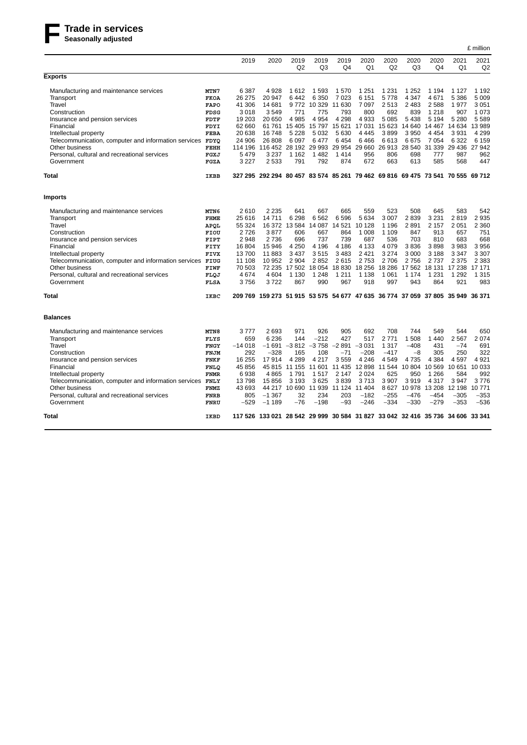# F Trade in services

**Seasonally adjusted**

£ million

| | | 2019 | 2020 | 2019 Q2 | 2019 Q3 | 2019 Q4 | 2020 Q1 | 2020 Q2 | 2020 Q3 | 2020 Q4 | 2021 Q1 | 2021 Q2 |
|---|---|---|---|---|---|---|---|---|---|---|---|---|
| **Exports** | | | | | | | | | | | | |
| Manufacturing and maintenance services | MTN7 | 6 387 | 4 928 | 1 612 | 1 593 | 1 570 | 1 251 | 1 231 | 1 252 | 1 194 | 1 127 | 1 192 |
| Transport | FKOA | 26 275 | 20 947 | 6 442 | 6 350 | 7 023 | 6 151 | 5 778 | 4 347 | 4 671 | 5 386 | 5 009 |
| Travel | FAPO | 41 306 | 14 681 | 9 772 | 10 329 | 11 630 | 7 097 | 2 513 | 2 483 | 2 588 | 1 977 | 3 051 |
| Construction | FDSG | 3 018 | 3 549 | 771 | 775 | 793 | 800 | 692 | 839 | 1 218 | 907 | 1 073 |
| Insurance and pension services | FDTF | 19 203 | 20 650 | 4 985 | 4 954 | 4 298 | 4 933 | 5 085 | 5 438 | 5 194 | 5 280 | 5 589 |
| Financial | FDYI | 62 660 | 61 761 | 15 405 | 15 797 | 15 621 | 17 031 | 15 623 | 14 640 | 14 467 | 14 634 | 13 989 |
| Intellectual property | FEBA | 20 638 | 16 748 | 5 228 | 5 032 | 5 630 | 4 445 | 3 899 | 3 950 | 4 454 | 3 931 | 4 299 |
| Telecommunication, computer and information services | FDYQ | 24 906 | 26 808 | 6 097 | 6 477 | 6 454 | 6 466 | 6 613 | 6 675 | 7 054 | 6 322 | 6 159 |
| Other business | FEHH | 114 196 | 116 452 | 28 192 | 29 993 | 29 954 | 29 660 | 26 913 | 28 540 | 31 339 | 29 436 | 27 942 |
| Personal, cultural and recreational services | FGXJ | 5 479 | 3 237 | 1 162 | 1 482 | 1 414 | 956 | 806 | 698 | 777 | 987 | 962 |
| Government | FGZA | 3 227 | 2 533 | 791 | 792 | 874 | 672 | 663 | 613 | 585 | 568 | 447 |
| **Total** | **IKBB** | **327 295** | **292 294** | **80 457** | **83 574** | **85 261** | **79 462** | **69 816** | **69 475** | **73 541** | **70 555** | **69 712** |
| **Imports** | | | | | | | | | | | | |
| Manufacturing and maintenance services | MTN6 | 2 610 | 2 235 | 641 | 667 | 665 | 559 | 523 | 508 | 645 | 583 | 542 |
| Transport | FHME | 25 616 | 14 711 | 6 298 | 6 562 | 6 596 | 5 634 | 3 007 | 2 839 | 3 231 | 2 819 | 2 935 |
| Travel | APQL | 55 324 | 16 372 | 13 584 | 14 087 | 14 521 | 10 128 | 1 196 | 2 891 | 2 157 | 2 051 | 2 360 |
| Construction | FIOU | 2 726 | 3 877 | 606 | 667 | 864 | 1 008 | 1 109 | 847 | 913 | 657 | 751 |
| Insurance and pension services | FIPT | 2 948 | 2 736 | 696 | 737 | 739 | 687 | 536 | 703 | 810 | 683 | 668 |
| Financial | FITY | 16 804 | 15 946 | 4 250 | 4 196 | 4 186 | 4 133 | 4 079 | 3 836 | 3 898 | 3 983 | 3 956 |
| Intellectual property | FIVX | 13 700 | 11 883 | 3 437 | 3 515 | 3 483 | 2 421 | 3 274 | 3 000 | 3 188 | 3 347 | 3 307 |
| Telecommunication, computer and information services | FIUG | 11 108 | 10 952 | 2 904 | 2 852 | 2 615 | 2 753 | 2 706 | 2 756 | 2 737 | 2 375 | 2 383 |
| Other business | FIWF | 70 503 | 72 235 | 17 502 | 18 054 | 18 830 | 18 256 | 18 286 | 17 562 | 18 131 | 17 238 | 17 171 |
| Personal, cultural and recreational services | FLQJ | 4 674 | 4 604 | 1 130 | 1 248 | 1 211 | 1 138 | 1 061 | 1 174 | 1 231 | 1 292 | 1 315 |
| Government | FLSA | 3 756 | 3 722 | 867 | 990 | 967 | 918 | 997 | 943 | 864 | 921 | 983 |
| **Total** | **IKBC** | **209 769** | **159 273** | **51 915** | **53 575** | **54 677** | **47 635** | **36 774** | **37 059** | **37 805** | **35 949** | **36 371** |
| **Balances** | | | | | | | | | | | | |
| Manufacturing and maintenance services | MTN8 | 3 777 | 2 693 | 971 | 926 | 905 | 692 | 708 | 744 | 549 | 544 | 650 |
| Transport | FLYS | 659 | 6 236 | 144 | −212 | 427 | 517 | 2 771 | 1 508 | 1 440 | 2 567 | 2 074 |
| Travel | FNGY | −14 018 | −1 691 | −3 812 | −3 758 | −2 891 | −3 031 | 1 317 | −408 | 431 | −74 | 691 |
| Construction | FNJM | 292 | −328 | 165 | 108 | −71 | −208 | −417 | −8 | 305 | 250 | 322 |
| Insurance and pension services | FNKF | 16 255 | 17 914 | 4 289 | 4 217 | 3 559 | 4 246 | 4 549 | 4 735 | 4 384 | 4 597 | 4 921 |
| Financial | FNLQ | 45 856 | 45 815 | 11 155 | 11 601 | 11 435 | 12 898 | 11 544 | 10 804 | 10 569 | 10 651 | 10 033 |
| Intellectual property | FNMR | 6 938 | 4 865 | 1 791 | 1 517 | 2 147 | 2 024 | 625 | 950 | 1 266 | 584 | 992 |
| Telecommunication, computer and information services | FNLY | 13 798 | 15 856 | 3 193 | 3 625 | 3 839 | 3 713 | 3 907 | 3 919 | 4 317 | 3 947 | 3 776 |
| Other business | FNMZ | 43 693 | 44 217 | 10 690 | 11 939 | 11 124 | 11 404 | 8 627 | 10 978 | 13 208 | 12 198 | 10 771 |
| Personal, cultural and recreational services | FNRB | 805 | −1 367 | 32 | 234 | 203 | −182 | −255 | −476 | −454 | −305 | −353 |
| Government | FNRU | −529 | −1 189 | −76 | −198 | −93 | −246 | −334 | −330 | −279 | −353 | −536 |
| **Total** | **IKBD** | **117 526** | **133 021** | **28 542** | **29 999** | **30 584** | **31 827** | **33 042** | **32 416** | **35 736** | **34 606** | **33 341** |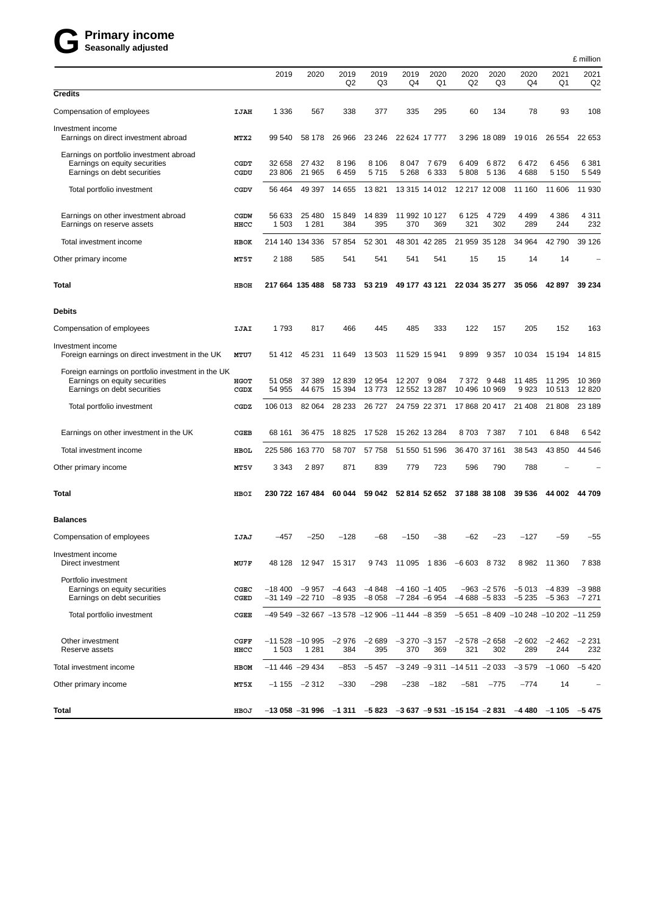# G Primary income

**Seasonally adjusted**

£ million

| | | 2019 | 2020 | 2019 Q2 | 2019 Q3 | 2019 Q4 | 2020 Q1 | 2020 Q2 | 2020 Q3 | 2020 Q4 | 2021 Q1 | 2021 Q2 |
|---|---|---|---|---|---|---|---|---|---|---|---|---|
| **Credits** | | | | | | | | | | | | |
| Compensation of employees | IJAH | 1 336 | 567 | 338 | 377 | 335 | 295 | 60 | 134 | 78 | 93 | 108 |
| Investment income | | | | | | | | | | | | |
| Earnings on direct investment abroad | MTX2 | 99 540 | 58 178 | 26 966 | 23 246 | 22 624 | 17 777 | 3 296 | 18 089 | 19 016 | 26 554 | 22 653 |
| Earnings on portfolio investment abroad | | | | | | | | | | | | |
| Earnings on equity securities | CGDT | 32 658 | 27 432 | 8 196 | 8 106 | 8 047 | 7 679 | 6 409 | 6 872 | 6 472 | 6 456 | 6 381 |
| Earnings on debt securities | CGDU | 23 806 | 21 965 | 6 459 | 5 715 | 5 268 | 6 333 | 5 808 | 5 136 | 4 688 | 5 150 | 5 549 |
| Total portfolio investment | CGDV | 56 464 | 49 397 | 14 655 | 13 821 | 13 315 | 14 012 | 12 217 | 12 008 | 11 160 | 11 606 | 11 930 |
| Earnings on other investment abroad | CGDW | 56 633 | 25 480 | 15 849 | 14 839 | 11 992 | 10 127 | 6 125 | 4 729 | 4 499 | 4 386 | 4 311 |
| Earnings on reserve assets | HHCC | 1 503 | 1 281 | 384 | 395 | 370 | 369 | 321 | 302 | 289 | 244 | 232 |
| Total investment income | HBOK | 214 140 | 134 336 | 57 854 | 52 301 | 48 301 | 42 285 | 21 959 | 35 128 | 34 964 | 42 790 | 39 126 |
| Other primary income | MT5T | 2 188 | 585 | 541 | 541 | 541 | 541 | 15 | 15 | 14 | 14 | – |
| **Total** | HBOH | **217 664** | **135 488** | **58 733** | **53 219** | **49 177** | **43 121** | **22 034** | **35 277** | **35 056** | **42 897** | **39 234** |
| **Debits** | | | | | | | | | | | | |
| Compensation of employees | IJAI | 1 793 | 817 | 466 | 445 | 485 | 333 | 122 | 157 | 205 | 152 | 163 |
| Investment income | | | | | | | | | | | | |
| Foreign earnings on direct investment in the UK | MTU7 | 51 412 | 45 231 | 11 649 | 13 503 | 11 529 | 15 941 | 9 899 | 9 357 | 10 034 | 15 194 | 14 815 |
| Foreign earnings on portfolio investment in the UK | | | | | | | | | | | | |
| Earnings on equity securities | HGOT | 51 058 | 37 389 | 12 839 | 12 954 | 12 207 | 9 084 | 7 372 | 9 448 | 11 485 | 11 295 | 10 369 |
| Earnings on debt securities | CGDX | 54 955 | 44 675 | 15 394 | 13 773 | 12 552 | 13 287 | 10 496 | 10 969 | 9 923 | 10 513 | 12 820 |
| Total portfolio investment | CGDZ | 106 013 | 82 064 | 28 233 | 26 727 | 24 759 | 22 371 | 17 868 | 20 417 | 21 408 | 21 808 | 23 189 |
| Earnings on other investment in the UK | CGEB | 68 161 | 36 475 | 18 825 | 17 528 | 15 262 | 13 284 | 8 703 | 7 387 | 7 101 | 6 848 | 6 542 |
| Total investment income | HBOL | 225 586 | 163 770 | 58 707 | 57 758 | 51 550 | 51 596 | 36 470 | 37 161 | 38 543 | 43 850 | 44 546 |
| Other primary income | MT5V | 3 343 | 2 897 | 871 | 839 | 779 | 723 | 596 | 790 | 788 | – | – |
| **Total** | HBOI | **230 722** | **167 484** | **60 044** | **59 042** | **52 814** | **52 652** | **37 188** | **38 108** | **39 536** | **44 002** | **44 709** |
| **Balances** | | | | | | | | | | | | |
| Compensation of employees | IJAJ | –457 | –250 | –128 | –68 | –150 | –38 | –62 | –23 | –127 | –59 | –55 |
| Investment income | | | | | | | | | | | | |
| Direct investment | MU7F | 48 128 | 12 947 | 15 317 | 9 743 | 11 095 | 1 836 | –6 603 | 8 732 | 8 982 | 11 360 | 7 838 |
| Portfolio investment | | | | | | | | | | | | |
| Earnings on equity securities | CGEC | –18 400 | –9 957 | –4 643 | –4 848 | –4 160 | –1 405 | –963 | –2 576 | –5 013 | –4 839 | –3 988 |
| Earnings on debt securities | CGED | –31 149 | –22 710 | –8 935 | –8 058 | –7 284 | –6 954 | –4 688 | –5 833 | –5 235 | –5 363 | –7 271 |
| Total portfolio investment | CGEE | –49 549 | –32 667 | –13 578 | –12 906 | –11 444 | –8 359 | –5 651 | –8 409 | –10 248 | –10 202 | –11 259 |
| Other investment | CGFF | –11 528 | –10 995 | –2 976 | –2 689 | –3 270 | –3 157 | –2 578 | –2 658 | –2 602 | –2 462 | –2 231 |
| Reserve assets | HHCC | 1 503 | 1 281 | 384 | 395 | 370 | 369 | 321 | 302 | 289 | 244 | 232 |
| Total investment income | HBOM | –11 446 | –29 434 | –853 | –5 457 | –3 249 | –9 311 | –14 511 | –2 033 | –3 579 | –1 060 | –5 420 |
| Other primary income | MT5X | –1 155 | –2 312 | –330 | –298 | –238 | –182 | –581 | –775 | –774 | 14 | – |
| **Total** | HBOJ | **–13 058** | **–31 996** | **–1 311** | **–5 823** | **–3 637** | **–9 531** | **–15 154** | **–2 831** | **–4 480** | **–1 105** | **–5 475** |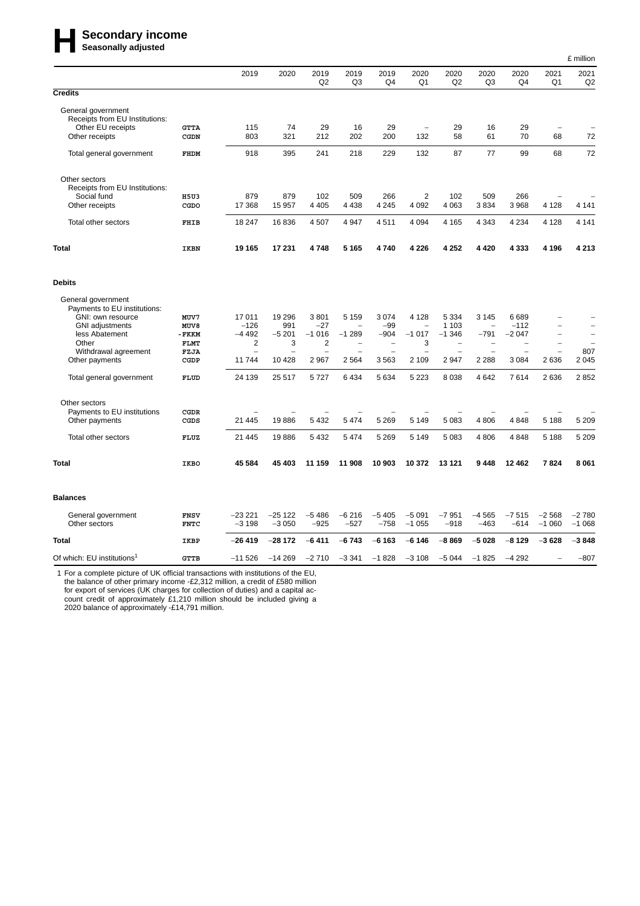# H Secondary income

**Seasonally adjusted**

£ million

| | | 2019 | 2020 | 2019 Q2 | 2019 Q3 | 2019 Q4 | 2020 Q1 | 2020 Q2 | 2020 Q3 | 2020 Q4 | 2021 Q1 | 2021 Q2 |
|---|---|---|---|---|---|---|---|---|---|---|---|---|
| **Credits** | | | | | | | | | | | | |
| General government | | | | | | | | | | | | |
| Receipts from EU Institutions: | | | | | | | | | | | | |
| Other EU receipts | GTTA | 115 | 74 | 29 | 16 | 29 | – | 29 | 16 | 29 | – | – |
| Other receipts | CGDN | 803 | 321 | 212 | 202 | 200 | 132 | 58 | 61 | 70 | 68 | 72 |
| Total general government | FHDM | 918 | 395 | 241 | 218 | 229 | 132 | 87 | 77 | 99 | 68 | 72 |
| Other sectors | | | | | | | | | | | | |
| Receipts from EU Institutions: | | | | | | | | | | | | |
| Social fund | H5U3 | 879 | 879 | 102 | 509 | 266 | 2 | 102 | 509 | 266 | – | – |
| Other receipts | CGDO | 17 368 | 15 957 | 4 405 | 4 438 | 4 245 | 4 092 | 4 063 | 3 834 | 3 968 | 4 128 | 4 141 |
| Total other sectors | FHIB | 18 247 | 16 836 | 4 507 | 4 947 | 4 511 | 4 094 | 4 165 | 4 343 | 4 234 | 4 128 | 4 141 |
| **Total** | IKBN | **19 165** | **17 231** | **4 748** | **5 165** | **4 740** | **4 226** | **4 252** | **4 420** | **4 333** | **4 196** | **4 213** |
| **Debits** | | | | | | | | | | | | |
| General government | | | | | | | | | | | | |
| Payments to EU institutions: | | | | | | | | | | | | |
| GNI: own resource | MUV7 | 17 011 | 19 296 | 3 801 | 5 159 | 3 074 | 4 128 | 5 334 | 3 145 | 6 689 | – | – |
| GNI adjustments | MUV8 | –126 | 991 | –27 | – | –99 | – | 1 103 | – | –112 | – | – |
| less Abatement | -FKKM | –4 492 | –5 201 | –1 016 | –1 289 | –904 | –1 017 | –1 346 | –791 | –2 047 | – | – |
| Other | FLMT | 2 | 3 | 2 | – | – | 3 | – | – | – | – | – |
| Withdrawal agreement | FZJA | – | – | – | – | – | – | – | – | – | – | 807 |
| Other payments | CGDP | 11 744 | 10 428 | 2 967 | 2 564 | 3 563 | 2 109 | 2 947 | 2 288 | 3 084 | 2 636 | 2 045 |
| Total general government | FLUD | 24 139 | 25 517 | 5 727 | 6 434 | 5 634 | 5 223 | 8 038 | 4 642 | 7 614 | 2 636 | 2 852 |
| Other sectors | | | | | | | | | | | | |
| Payments to EU institutions | CGDR | – | – | – | – | – | – | – | – | – | – | – |
| Other payments | CGDS | 21 445 | 19 886 | 5 432 | 5 474 | 5 269 | 5 149 | 5 083 | 4 806 | 4 848 | 5 188 | 5 209 |
| Total other sectors | FLUZ | 21 445 | 19 886 | 5 432 | 5 474 | 5 269 | 5 149 | 5 083 | 4 806 | 4 848 | 5 188 | 5 209 |
| **Total** | IKBO | **45 584** | **45 403** | **11 159** | **11 908** | **10 903** | **10 372** | **13 121** | **9 448** | **12 462** | **7 824** | **8 061** |
| **Balances** | | | | | | | | | | | | |
| General government | FNSV | –23 221 | –25 122 | –5 486 | –6 216 | –5 405 | –5 091 | –7 951 | –4 565 | –7 515 | –2 568 | –2 780 |
| Other sectors | FNTC | –3 198 | –3 050 | –925 | –527 | –758 | –1 055 | –918 | –463 | –614 | –1 060 | –1 068 |
| **Total** | IKBP | **–26 419** | **–28 172** | **–6 411** | **–6 743** | **–6 163** | **–6 146** | **–8 869** | **–5 028** | **–8 129** | **–3 628** | **–3 848** |
| Of which: EU institutions[1] | GTTB | –11 526 | –14 269 | –2 710 | –3 341 | –1 828 | –3 108 | –5 044 | –1 825 | –4 292 | – | –807 |

1 For a complete picture of UK official transactions with institutions of the EU, the balance of other primary income -£2,312 million, a credit of £580 million for export of services (UK charges for collection of duties) and a capital account credit of approximately £1,210 million should be included giving a 2020 balance of approximately -£14,791 million.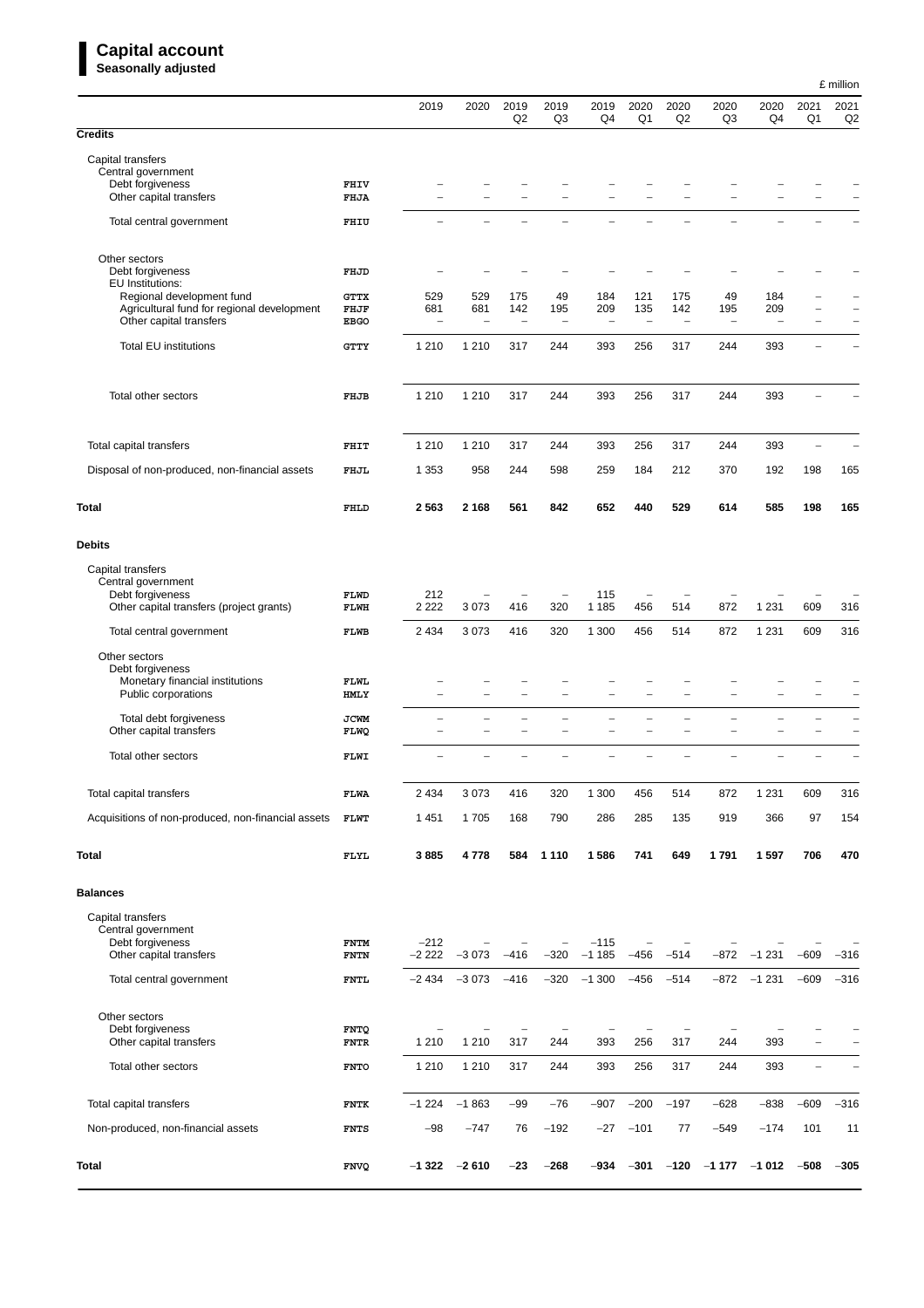## Capital account

**Seasonally adjusted**

£ million

| | | 2019 | 2020 | 2019 Q2 | 2019 Q3 | 2019 Q4 | 2020 Q1 | 2020 Q2 | 2020 Q3 | 2020 Q4 | 2021 Q1 | 2021 Q2 |
|---|---|---|---|---|---|---|---|---|---|---|---|---|
| **Credits** | | | | | | | | | | | | |
| Capital transfers | | | | | | | | | | | | |
| Central government | | | | | | | | | | | | |
| Debt forgiveness | FHIV | – | – | – | – | – | – | – | – | – | – | – |
| Other capital transfers | FHJA | – | – | – | – | – | – | – | – | – | – | – |
| Total central government | FHIU | – | – | – | – | – | – | – | – | – | – | – |
| Other sectors | | | | | | | | | | | | |
| Debt forgiveness | FHJD | – | – | – | – | – | – | – | – | – | – | – |
| EU Institutions: | | | | | | | | | | | | |
| Regional development fund | GTTX | 529 | 529 | 175 | 49 | 184 | 121 | 175 | 49 | 184 | – | – |
| Agricultural fund for regional development | FHJF | 681 | 681 | 142 | 195 | 209 | 135 | 142 | 195 | 209 | – | – |
| Other capital transfers | EBGO | – | – | – | – | – | – | – | – | – | – | – |
| Total EU institutions | GTTY | 1 210 | 1 210 | 317 | 244 | 393 | 256 | 317 | 244 | 393 | – | – |
| Total other sectors | FHJB | 1 210 | 1 210 | 317 | 244 | 393 | 256 | 317 | 244 | 393 | – | – |
| Total capital transfers | FHIT | 1 210 | 1 210 | 317 | 244 | 393 | 256 | 317 | 244 | 393 | – | – |
| Disposal of non-produced, non-financial assets | FHJL | 1 353 | 958 | 244 | 598 | 259 | 184 | 212 | 370 | 192 | 198 | 165 |
| **Total** | FHLD | **2 563** | **2 168** | **561** | **842** | **652** | **440** | **529** | **614** | **585** | **198** | **165** |
| **Debits** | | | | | | | | | | | | |
| Capital transfers | | | | | | | | | | | | |
| Central government | | | | | | | | | | | | |
| Debt forgiveness | FLWD | 212 | – | – | – | 115 | – | – | – | – | – | – |
| Other capital transfers (project grants) | FLWH | 2 222 | 3 073 | 416 | 320 | 1 185 | 456 | 514 | 872 | 1 231 | 609 | 316 |
| Total central government | FLWB | 2 434 | 3 073 | 416 | 320 | 1 300 | 456 | 514 | 872 | 1 231 | 609 | 316 |
| Other sectors | | | | | | | | | | | | |
| Debt forgiveness | | | | | | | | | | | | |
| Monetary financial institutions | FLWL | – | – | – | – | – | – | – | – | – | – | – |
| Public corporations | HMLY | – | – | – | – | – | – | – | – | – | – | – |
| Total debt forgiveness | JCWM | – | – | – | – | – | – | – | – | – | – | – |
| Other capital transfers | FLWQ | – | – | – | – | – | – | – | – | – | – | – |
| Total other sectors | FLWI | – | – | – | – | – | – | – | – | – | – | – |
| Total capital transfers | FLWA | 2 434 | 3 073 | 416 | 320 | 1 300 | 456 | 514 | 872 | 1 231 | 609 | 316 |
| Acquisitions of non-produced, non-financial assets | FLWT | 1 451 | 1 705 | 168 | 790 | 286 | 285 | 135 | 919 | 366 | 97 | 154 |
| **Total** | FLYL | **3 885** | **4 778** | **584** | **1 110** | **1 586** | **741** | **649** | **1 791** | **1 597** | **706** | **470** |
| **Balances** | | | | | | | | | | | | |
| Capital transfers | | | | | | | | | | | | |
| Central government | | | | | | | | | | | | |
| Debt forgiveness | FNTM | –212 | – | – | – | –115 | – | – | – | – | – | – |
| Other capital transfers | FNTN | –2 222 | –3 073 | –416 | –320 | –1 185 | –456 | –514 | –872 | –1 231 | –609 | –316 |
| Total central government | FNTL | –2 434 | –3 073 | –416 | –320 | –1 300 | –456 | –514 | –872 | –1 231 | –609 | –316 |
| Other sectors | | | | | | | | | | | | |
| Debt forgiveness | FNTQ | – | – | – | – | – | – | – | – | – | – | – |
| Other capital transfers | FNTR | 1 210 | 1 210 | 317 | 244 | 393 | 256 | 317 | 244 | 393 | – | – |
| Total other sectors | FNTO | 1 210 | 1 210 | 317 | 244 | 393 | 256 | 317 | 244 | 393 | – | – |
| Total capital transfers | FNTK | –1 224 | –1 863 | –99 | –76 | –907 | –200 | –197 | –628 | –838 | –609 | –316 |
| Non-produced, non-financial assets | FNTS | –98 | –747 | 76 | –192 | –27 | –101 | 77 | –549 | –174 | 101 | 11 |
| **Total** | FNVQ | **–1 322** | **–2 610** | **–23** | **–268** | **–934** | **–301** | **–120** | **–1 177** | **–1 012** | **–508** | **–305** |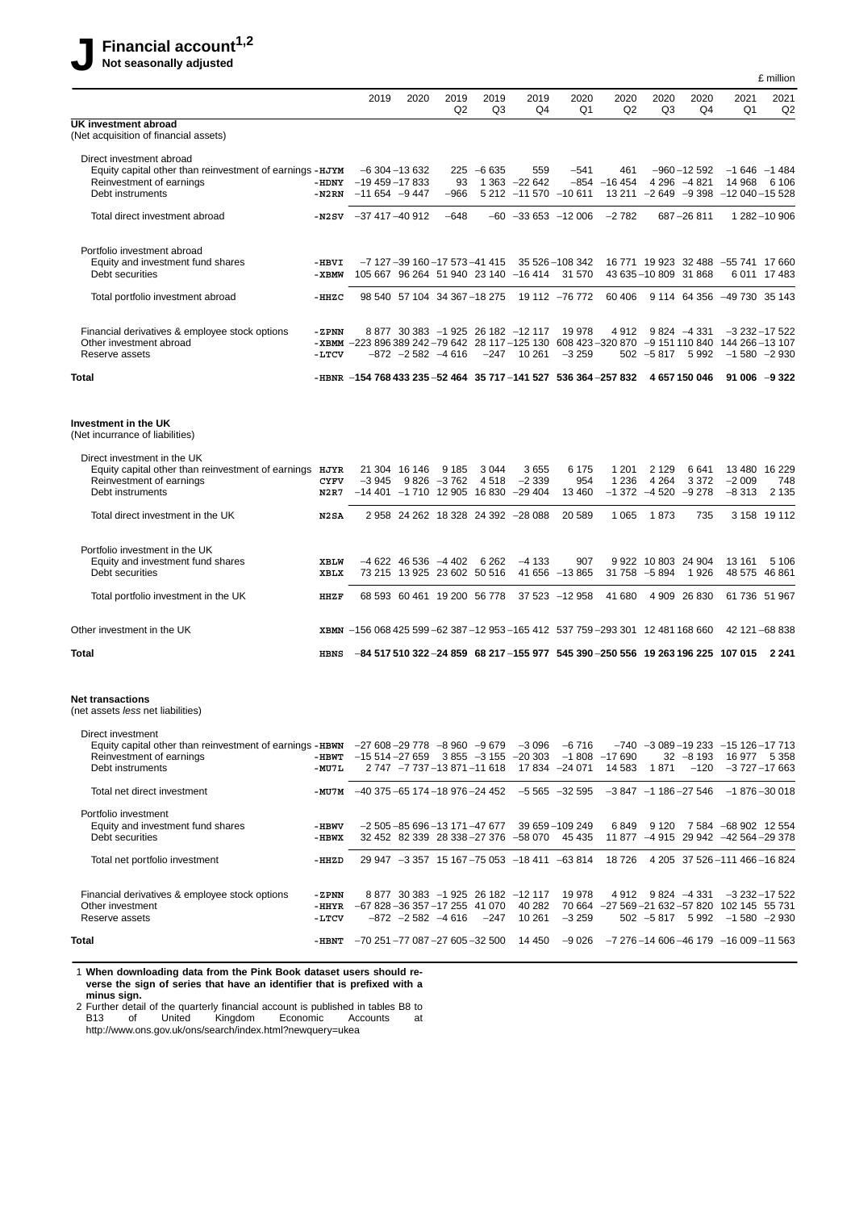# J Financial account[1,2]

**Not seasonally adjusted**

£ million

| | | 2019 | 2020 | 2019 Q2 | 2019 Q3 | 2019 Q4 | 2020 Q1 | 2020 Q2 | 2020 Q3 | 2020 Q4 | 2021 Q1 | 2021 Q2 |
|---|---|---|---|---|---|---|---|---|---|---|---|---|
| **UK investment abroad** | | | | | | | | | | | | |
| (Net acquisition of financial assets) | | | | | | | | | | | | |
| Direct investment abroad | | | | | | | | | | | | |
| Equity capital other than reinvestment of earnings | -HJYM | −6 304 | −13 632 | 225 | −6 635 | 559 | −541 | 461 | −960 | −12 592 | −1 646 | −1 484 |
| Reinvestment of earnings | -HDNY | −19 459 | −17 833 | 93 | 1 363 | −22 642 | −854 | −16 454 | 4 296 | −4 821 | 14 968 | 6 106 |
| Debt instruments | -N2RN | −11 654 | −9 447 | −966 | 5 212 | −11 570 | −10 611 | 13 211 | −2 649 | −9 398 | −12 040 | −15 528 |
| Total direct investment abroad | -N2SV | −37 417 | −40 912 | −648 | −60 | −33 653 | −12 006 | −2 782 | 687 | −26 811 | 1 282 | −10 906 |
| Portfolio investment abroad | | | | | | | | | | | | |
| Equity and investment fund shares | -HBVI | −7 127 | −39 160 | −17 573 | −41 415 | 35 526 | −108 342 | 16 771 | 19 923 | 32 488 | −55 741 | 17 660 |
| Debt securities | -XBMW | 105 667 | 96 264 | 51 940 | 23 140 | −16 414 | 31 570 | 43 635 | −10 809 | 31 868 | 6 011 | 17 483 |
| Total portfolio investment abroad | -HHZC | 98 540 | 57 104 | 34 367 | −18 275 | 19 112 | −76 772 | 60 406 | 9 114 | 64 356 | −49 730 | 35 143 |
| Financial derivatives & employee stock options | -ZPNN | 8 877 | 30 383 | −1 925 | 26 182 | −12 117 | 19 978 | 4 912 | 9 824 | −4 331 | −3 232 | −17 522 |
| Other investment abroad | -XBMM | −223 896 | 389 242 | −79 642 | 28 117 | −125 130 | 608 423 | −320 870 | −9 151 | 110 840 | 144 266 | −13 107 |
| Reserve assets | -LTCV | −872 | −2 582 | −4 616 | −247 | 10 261 | −3 259 | 502 | −5 817 | 5 992 | −1 580 | −2 930 |
| **Total** | **-HBNR** | **−154 768** | **433 235** | **−52 464** | **35 717** | **−141 527** | **536 364** | **−257 832** | **4 657** | **150 046** | **91 006** | **−9 322** |
| **Investment in the UK** | | | | | | | | | | | | |
| (Net incurrance of liabilities) | | | | | | | | | | | | |
| Direct investment in the UK | | | | | | | | | | | | |
| Equity capital other than reinvestment of earnings | HJYR | 21 304 | 16 146 | 9 185 | 3 044 | 3 655 | 6 175 | 1 201 | 2 129 | 6 641 | 13 480 | 16 229 |
| Reinvestment of earnings | CYFV | −3 945 | 9 826 | −3 762 | 4 518 | −2 339 | 954 | 1 236 | 4 264 | 3 372 | −2 009 | 748 |
| Debt instruments | N2R7 | −14 401 | −1 710 | 12 905 | 16 830 | −29 404 | 13 460 | −1 372 | −4 520 | −9 278 | −8 313 | 2 135 |
| Total direct investment in the UK | N2SA | 2 958 | 24 262 | 18 328 | 24 392 | −28 088 | 20 589 | 1 065 | 1 873 | 735 | 3 158 | 19 112 |
| Portfolio investment in the UK | | | | | | | | | | | | |
| Equity and investment fund shares | XBLW | −4 622 | 46 536 | −4 402 | 6 262 | −4 133 | 907 | 9 922 | 10 803 | 24 904 | 13 161 | 5 106 |
| Debt securities | XBLX | 73 215 | 13 925 | 23 602 | 50 516 | 41 656 | −13 865 | 31 758 | −5 894 | 1 926 | 48 575 | 46 861 |
| Total portfolio investment in the UK | HHZF | 68 593 | 60 461 | 19 200 | 56 778 | 37 523 | −12 958 | 41 680 | 4 909 | 26 830 | 61 736 | 51 967 |
| Other investment in the UK | XBMN | −156 068 | 425 599 | −62 387 | −12 953 | −165 412 | 537 759 | −293 301 | 12 481 | 168 660 | 42 121 | −68 838 |
| **Total** | **HBNS** | **−84 517** | **510 322** | **−24 859** | **68 217** | **−155 977** | **545 390** | **−250 556** | **19 263** | **196 225** | **107 015** | **2 241** |
| **Net transactions** | | | | | | | | | | | | |
| (net assets *less* net liabilities) | | | | | | | | | | | | |
| Direct investment | | | | | | | | | | | | |
| Equity capital other than reinvestment of earnings | -HBWN | −27 608 | −29 778 | −8 960 | −9 679 | −3 096 | −6 716 | −740 | −3 089 | −19 233 | −15 126 | −17 713 |
| Reinvestment of earnings | -HBWT | −15 514 | −27 659 | 3 855 | −3 155 | −20 303 | −1 808 | −17 690 | 32 | −8 193 | 16 977 | 5 358 |
| Debt instruments | -MU7L | 2 747 | −7 737 | −13 871 | −11 618 | 17 834 | −24 071 | 14 583 | 1 871 | −120 | −3 727 | −17 663 |
| Total net direct investment | -MU7M | −40 375 | −65 174 | −18 976 | −24 452 | −5 565 | −32 595 | −3 847 | −1 186 | −27 546 | −1 876 | −30 018 |
| Portfolio investment | | | | | | | | | | | | |
| Equity and investment fund shares | -HBWV | −2 505 | −85 696 | −13 171 | −47 677 | 39 659 | −109 249 | 6 849 | 9 120 | 7 584 | −68 902 | 12 554 |
| Debt securities | -HBWX | 32 452 | 82 339 | 28 338 | −27 376 | −58 070 | 45 435 | 11 877 | −4 915 | 29 942 | −42 564 | −29 378 |
| Total net portfolio investment | -HHZD | 29 947 | −3 357 | 15 167 | −75 053 | −18 411 | −63 814 | 18 726 | 4 205 | 37 526 | −111 466 | −16 824 |
| Financial derivatives & employee stock options | -ZPNN | 8 877 | 30 383 | −1 925 | 26 182 | −12 117 | 19 978 | 4 912 | 9 824 | −4 331 | −3 232 | −17 522 |
| Other investment | -HHYR | −67 828 | −36 357 | −17 255 | 41 070 | 40 282 | 70 664 | −27 569 | −21 632 | −57 820 | 102 145 | 55 731 |
| Reserve assets | -LTCV | −872 | −2 582 | −4 616 | −247 | 10 261 | −3 259 | 502 | −5 817 | 5 992 | −1 580 | −2 930 |
| **Total** | **-HBNT** | −70 251 | −77 087 | −27 605 | −32 500 | 14 450 | −9 026 | −7 276 | −14 606 | −46 179 | −16 009 | −11 563 |

1 **When downloading data from the Pink Book dataset users should reverse the sign of series that have an identifier that is prefixed with a minus sign.**

2 Further detail of the quarterly financial account is published in tables B8 to B13 of United Kingdom Economic Accounts at http://www.ons.gov.uk/ons/search/index.html?newquery=ukea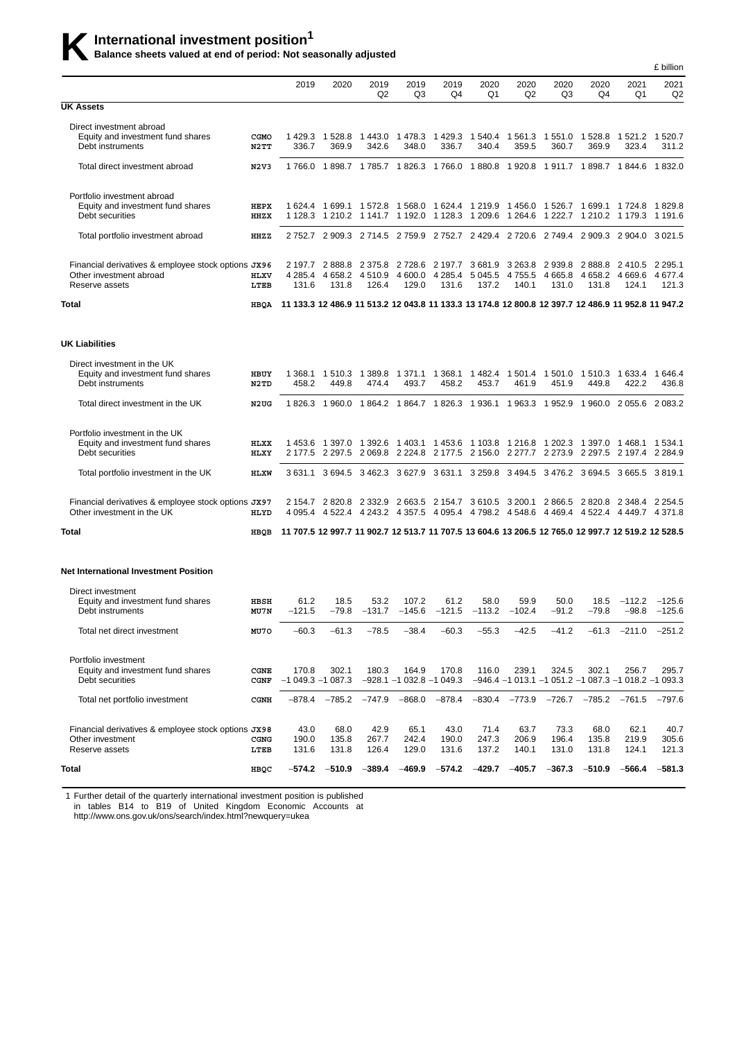# K International investment position[1]

**Balance sheets valued at end of period: Not seasonally adjusted**

£ billion

| | | 2019 | 2020 | 2019 Q2 | 2019 Q3 | 2019 Q4 | 2020 Q1 | 2020 Q2 | 2020 Q3 | 2020 Q4 | 2021 Q1 | 2021 Q2 |
|---|---|---|---|---|---|---|---|---|---|---|---|---|
| **UK Assets** | | | | | | | | | | | | |
| Direct investment abroad | | | | | | | | | | | | |
| Equity and investment fund shares | CGMO | 1 429.3 | 1 528.8 | 1 443.0 | 1 478.3 | 1 429.3 | 1 540.4 | 1 561.3 | 1 551.0 | 1 528.8 | 1 521.2 | 1 520.7 |
| Debt instruments | N2TT | 336.7 | 369.9 | 342.6 | 348.0 | 336.7 | 340.4 | 359.5 | 360.7 | 369.9 | 323.4 | 311.2 |
| Total direct investment abroad | N2V3 | 1 766.0 | 1 898.7 | 1 785.7 | 1 826.3 | 1 766.0 | 1 880.8 | 1 920.8 | 1 911.7 | 1 898.7 | 1 844.6 | 1 832.0 |
| Portfolio investment abroad | | | | | | | | | | | | |
| Equity and investment fund shares | HEPX | 1 624.4 | 1 699.1 | 1 572.8 | 1 568.0 | 1 624.4 | 1 219.9 | 1 456.0 | 1 526.7 | 1 699.1 | 1 724.8 | 1 829.8 |
| Debt securities | HHZX | 1 128.3 | 1 210.2 | 1 141.7 | 1 192.0 | 1 128.3 | 1 209.6 | 1 264.6 | 1 222.7 | 1 210.2 | 1 179.3 | 1 191.6 |
| Total portfolio investment abroad | HHZZ | 2 752.7 | 2 909.3 | 2 714.5 | 2 759.9 | 2 752.7 | 2 429.4 | 2 720.6 | 2 749.4 | 2 909.3 | 2 904.0 | 3 021.5 |
| Financial derivatives & employee stock options | JX96 | 2 197.7 | 2 888.8 | 2 375.8 | 2 728.6 | 2 197.7 | 3 681.9 | 3 263.8 | 2 939.8 | 2 888.8 | 2 410.5 | 2 295.1 |
| Other investment abroad | HLXV | 4 285.4 | 4 658.2 | 4 510.9 | 4 600.0 | 4 285.4 | 5 045.5 | 4 755.5 | 4 665.8 | 4 658.2 | 4 669.6 | 4 677.4 |
| Reserve assets | LTEB | 131.6 | 131.8 | 126.4 | 129.0 | 131.6 | 137.2 | 140.1 | 131.0 | 131.8 | 124.1 | 121.3 |
| **Total** | HBQA | **11 133.3** | **12 486.9** | **11 513.2** | **12 043.8** | **11 133.3** | **13 174.8** | **12 800.8** | **12 397.7** | **12 486.9** | **11 952.8** | **11 947.2** |
| **UK Liabilities** | | | | | | | | | | | | |
| Direct investment in the UK | | | | | | | | | | | | |
| Equity and investment fund shares | HBUY | 1 368.1 | 1 510.3 | 1 389.8 | 1 371.1 | 1 368.1 | 1 482.4 | 1 501.4 | 1 501.0 | 1 510.3 | 1 633.4 | 1 646.4 |
| Debt instruments | N2TD | 458.2 | 449.8 | 474.4 | 493.7 | 458.2 | 453.7 | 461.9 | 451.9 | 449.8 | 422.2 | 436.8 |
| Total direct investment in the UK | N2UG | 1 826.3 | 1 960.0 | 1 864.2 | 1 864.7 | 1 826.3 | 1 936.1 | 1 963.3 | 1 952.9 | 1 960.0 | 2 055.6 | 2 083.2 |
| Portfolio investment in the UK | | | | | | | | | | | | |
| Equity and investment fund shares | HLXX | 1 453.6 | 1 397.0 | 1 392.6 | 1 403.1 | 1 453.6 | 1 103.8 | 1 216.8 | 1 202.3 | 1 397.0 | 1 468.1 | 1 534.1 |
| Debt securities | HLXY | 2 177.5 | 2 297.5 | 2 069.8 | 2 224.8 | 2 177.5 | 2 156.0 | 2 277.7 | 2 273.9 | 2 297.5 | 2 197.4 | 2 284.9 |
| Total portfolio investment in the UK | HLXW | 3 631.1 | 3 694.5 | 3 462.3 | 3 627.9 | 3 631.1 | 3 259.8 | 3 494.5 | 3 476.2 | 3 694.5 | 3 665.5 | 3 819.1 |
| Financial derivatives & employee stock options | JX97 | 2 154.7 | 2 820.8 | 2 332.9 | 2 663.5 | 2 154.7 | 3 610.5 | 3 200.1 | 2 866.5 | 2 820.8 | 2 348.4 | 2 254.5 |
| Other investment in the UK | HLYD | 4 095.4 | 4 522.4 | 4 243.2 | 4 357.5 | 4 095.4 | 4 798.2 | 4 548.6 | 4 469.4 | 4 522.4 | 4 449.7 | 4 371.8 |
| **Total** | HBQB | **11 707.5** | **12 997.7** | **11 902.7** | **12 513.7** | **11 707.5** | **13 604.6** | **13 206.5** | **12 765.0** | **12 997.7** | **12 519.2** | **12 528.5** |
| **Net International Investment Position** | | | | | | | | | | | | |
| Direct investment | | | | | | | | | | | | |
| Equity and investment fund shares | HBSH | 61.2 | 18.5 | 53.2 | 107.2 | 61.2 | 58.0 | 59.9 | 50.0 | 18.5 | −112.2 | −125.6 |
| Debt instruments | MU7N | −121.5 | −79.8 | −131.7 | −145.6 | −121.5 | −113.2 | −102.4 | −91.2 | −79.8 | −98.8 | −125.6 |
| Total net direct investment | MU7O | −60.3 | −61.3 | −78.5 | −38.4 | −60.3 | −55.3 | −42.5 | −41.2 | −61.3 | −211.0 | −251.2 |
| Portfolio investment | | | | | | | | | | | | |
| Equity and investment fund shares | CGNE | 170.8 | 302.1 | 180.3 | 164.9 | 170.8 | 116.0 | 239.1 | 324.5 | 302.1 | 256.7 | 295.7 |
| Debt securities | CGNF | −1 049.3 | −1 087.3 | −928.1 | −1 032.8 | −1 049.3 | −946.4 | −1 013.1 | −1 051.2 | −1 087.3 | −1 018.2 | −1 093.3 |
| Total net portfolio investment | CGNH | −878.4 | −785.2 | −747.9 | −868.0 | −878.4 | −830.4 | −773.9 | −726.7 | −785.2 | −761.5 | −797.6 |
| Financial derivatives & employee stock options | JX98 | 43.0 | 68.0 | 42.9 | 65.1 | 43.0 | 71.4 | 63.7 | 73.3 | 68.0 | 62.1 | 40.7 |
| Other investment | CGNG | 190.0 | 135.8 | 267.7 | 242.4 | 190.0 | 247.3 | 206.9 | 196.4 | 135.8 | 219.9 | 305.6 |
| Reserve assets | LTEB | 131.6 | 131.8 | 126.4 | 129.0 | 131.6 | 137.2 | 140.1 | 131.0 | 131.8 | 124.1 | 121.3 |
| **Total** | HBQC | **−574.2** | **−510.9** | **−389.4** | **−469.9** | **−574.2** | **−429.7** | **−405.7** | **−367.3** | **−510.9** | **−566.4** | **−581.3** |

1 Further detail of the quarterly international investment position is published in tables B14 to B19 of United Kingdom Economic Accounts at http://www.ons.gov.uk/ons/search/index.html?newquery=ukea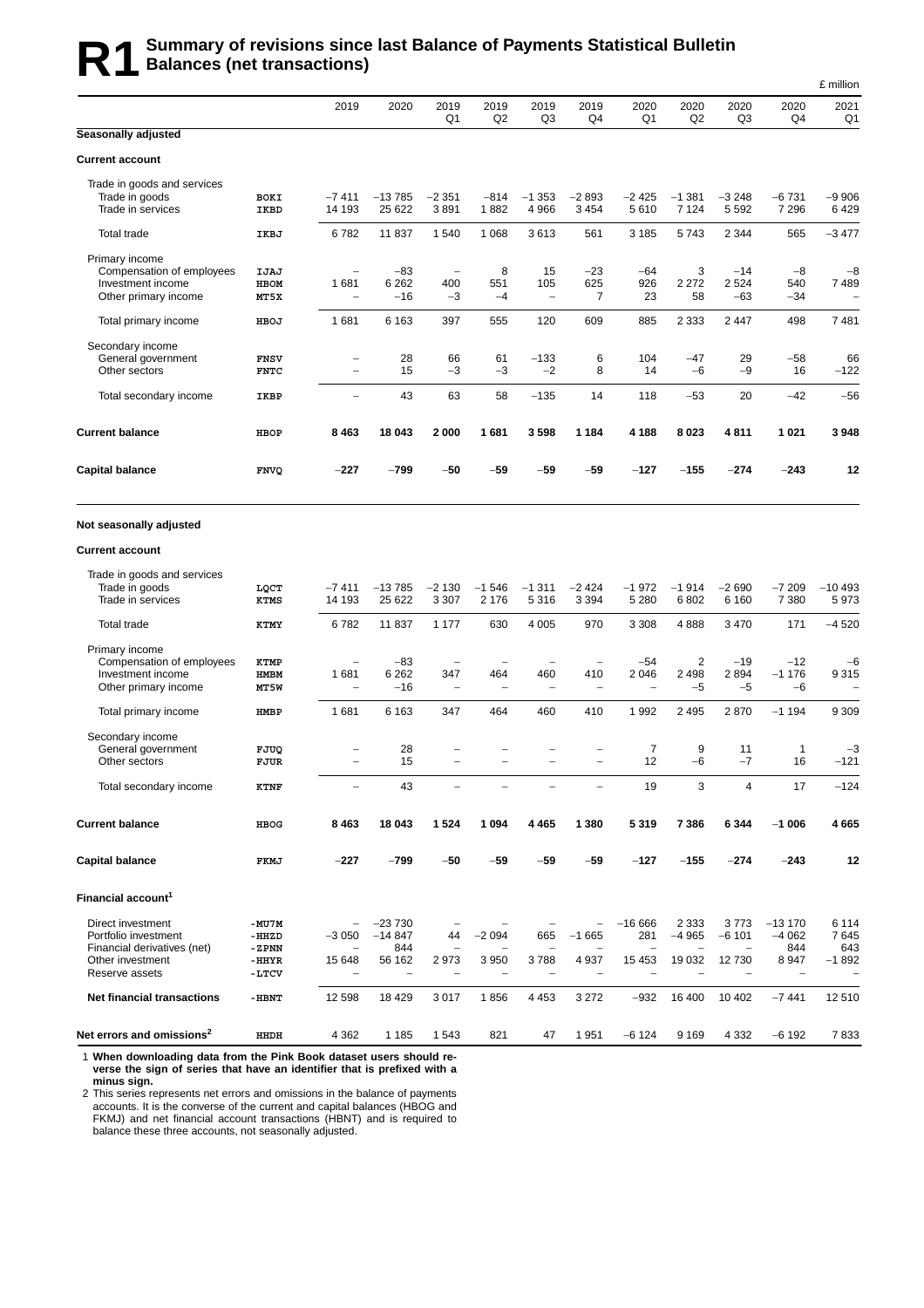# R1 Summary of revisions since last Balance of Payments Statistical Bulletin
## Balances (net transactions)

£ million

| | | 2019 | 2020 | 2019 Q1 | 2019 Q2 | 2019 Q3 | 2019 Q4 | 2020 Q1 | 2020 Q2 | 2020 Q3 | 2020 Q4 | 2021 Q1 |
|---|---|---|---|---|---|---|---|---|---|---|---|---|
| **Seasonally adjusted** | | | | | | | | | | | | |
| **Current account** | | | | | | | | | | | | |
| Trade in goods and services | | | | | | | | | | | | |
| Trade in goods | BOKI | −7 411 | −13 785 | −2 351 | −814 | −1 353 | −2 893 | −2 425 | −1 381 | −3 248 | −6 731 | −9 906 |
| Trade in services | IKBD | 14 193 | 25 622 | 3 891 | 1 882 | 4 966 | 3 454 | 5 610 | 7 124 | 5 592 | 7 296 | 6 429 |
| Total trade | IKBJ | 6 782 | 11 837 | 1 540 | 1 068 | 3 613 | 561 | 3 185 | 5 743 | 2 344 | 565 | −3 477 |
| Primary income | | | | | | | | | | | | |
| Compensation of employees | IJAJ | – | −83 | – | 8 | 15 | −23 | −64 | 3 | −14 | −8 | −8 |
| Investment income | HBOM | 1 681 | 6 262 | 400 | 551 | 105 | 625 | 926 | 2 272 | 2 524 | 540 | 7 489 |
| Other primary income | MT5X | – | −16 | −3 | −4 | – | 7 | 23 | 58 | −63 | −34 | – |
| Total primary income | HBOJ | 1 681 | 6 163 | 397 | 555 | 120 | 609 | 885 | 2 333 | 2 447 | 498 | 7 481 |
| Secondary income | | | | | | | | | | | | |
| General government | FNSV | – | 28 | 66 | 61 | −133 | 6 | 104 | −47 | 29 | −58 | 66 |
| Other sectors | FNTC | – | 15 | −3 | −3 | −2 | 8 | 14 | −6 | −9 | 16 | −122 |
| Total secondary income | IKBP | – | 43 | 63 | 58 | −135 | 14 | 118 | −53 | 20 | −42 | −56 |
| **Current balance** | HBOP | **8 463** | **18 043** | **2 000** | **1 681** | **3 598** | **1 184** | **4 188** | **8 023** | **4 811** | **1 021** | **3 948** |
| **Capital balance** | FNVQ | **−227** | **−799** | **−50** | **−59** | **−59** | **−59** | **−127** | **−155** | **−274** | **−243** | **12** |
| **Not seasonally adjusted** | | | | | | | | | | | | |
| **Current account** | | | | | | | | | | | | |
| Trade in goods and services | | | | | | | | | | | | |
| Trade in goods | LQCT | −7 411 | −13 785 | −2 130 | −1 546 | −1 311 | −2 424 | −1 972 | −1 914 | −2 690 | −7 209 | −10 493 |
| Trade in services | KTMS | 14 193 | 25 622 | 3 307 | 2 176 | 5 316 | 3 394 | 5 280 | 6 802 | 6 160 | 7 380 | 5 973 |
| Total trade | KTMY | 6 782 | 11 837 | 1 177 | 630 | 4 005 | 970 | 3 308 | 4 888 | 3 470 | 171 | −4 520 |
| Primary income | | | | | | | | | | | | |
| Compensation of employees | KTMP | – | −83 | – | – | – | – | −54 | 2 | −19 | −12 | −6 |
| Investment income | HMBM | 1 681 | 6 262 | 347 | 464 | 460 | 410 | 2 046 | 2 498 | 2 894 | −1 176 | 9 315 |
| Other primary income | MT5W | – | −16 | – | – | – | – | – | −5 | −5 | −6 | – |
| Total primary income | HMBP | 1 681 | 6 163 | 347 | 464 | 460 | 410 | 1 992 | 2 495 | 2 870 | −1 194 | 9 309 |
| Secondary income | | | | | | | | | | | | |
| General government | FJUQ | – | 28 | – | – | – | – | 7 | 9 | 11 | 1 | −3 |
| Other sectors | FJUR | – | 15 | – | – | – | – | 12 | −6 | −7 | 16 | −121 |
| Total secondary income | KTNF | – | 43 | – | – | – | – | 19 | 3 | 4 | 17 | −124 |
| **Current balance** | HBOG | **8 463** | **18 043** | **1 524** | **1 094** | **4 465** | **1 380** | **5 319** | **7 386** | **6 344** | **−1 006** | **4 665** |
| **Capital balance** | FKMJ | **−227** | **−799** | **−50** | **−59** | **−59** | **−59** | **−127** | **−155** | **−274** | **−243** | **12** |
| **Financial account[1]** | | | | | | | | | | | | |
| Direct investment | -MU7M | – | −23 730 | – | – | – | – | −16 666 | 2 333 | 3 773 | −13 170 | 6 114 |
| Portfolio investment | -HHZD | −3 050 | −14 847 | 44 | −2 094 | 665 | −1 665 | 281 | −4 965 | −6 101 | −4 062 | 7 645 |
| Financial derivatives (net) | -ZPNN | – | 844 | – | – | – | – | – | – | – | 844 | 643 |
| Other investment | -HHYR | 15 648 | 56 162 | 2 973 | 3 950 | 3 788 | 4 937 | 15 453 | 19 032 | 12 730 | 8 947 | −1 892 |
| Reserve assets | -LTCV | – | – | – | – | – | – | – | – | – | – | – |
| **Net financial transactions** | -HBNT | 12 598 | 18 429 | 3 017 | 1 856 | 4 453 | 3 272 | −932 | 16 400 | 10 402 | −7 441 | 12 510 |
| **Net errors and omissions[2]** | HHDH | 4 362 | 1 185 | 1 543 | 821 | 47 | 1 951 | −6 124 | 9 169 | 4 332 | −6 192 | 7 833 |

1 **When downloading data from the Pink Book dataset users should reverse the sign of series that have an identifier that is prefixed with a minus sign.**

2 This series represents net errors and omissions in the balance of payments accounts. It is the converse of the current and capital balances (HBOG and FKMJ) and net financial account transactions (HBNT) and is required to balance these three accounts, not seasonally adjusted.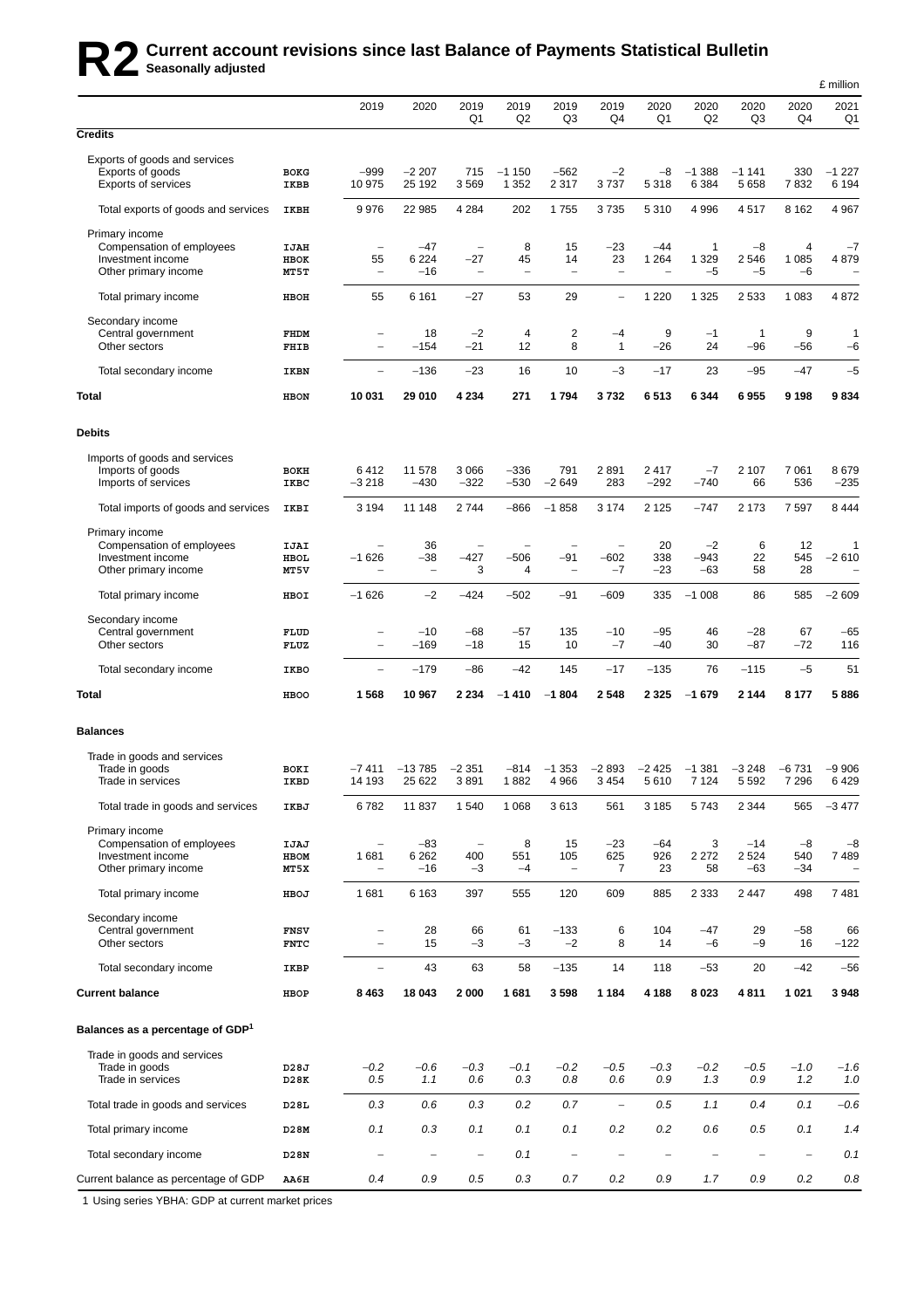# R2 Current account revisions since last Balance of Payments Statistical Bulletin

**Seasonally adjusted**

£ million

| | | 2019 | 2020 | 2019 Q1 | 2019 Q2 | 2019 Q3 | 2019 Q4 | 2020 Q1 | 2020 Q2 | 2020 Q3 | 2020 Q4 | 2021 Q1 |
|---|---|---|---|---|---|---|---|---|---|---|---|---|
| **Credits** | | | | | | | | | | | | |
| Exports of goods and services | | | | | | | | | | | | |
| Exports of goods | BOKG | –999 | –2 207 | 715 | –1 150 | –562 | –2 | –8 | –1 388 | –1 141 | 330 | –1 227 |
| Exports of services | IKBB | 10 975 | 25 192 | 3 569 | 1 352 | 2 317 | 3 737 | 5 318 | 6 384 | 5 658 | 7 832 | 6 194 |
| Total exports of goods and services | IKBH | 9 976 | 22 985 | 4 284 | 202 | 1 755 | 3 735 | 5 310 | 4 996 | 4 517 | 8 162 | 4 967 |
| Primary income | | | | | | | | | | | | |
| Compensation of employees | IJAH | – | –47 | – | 8 | 15 | –23 | –44 | 1 | –8 | 4 | –7 |
| Investment income | HBOK | 55 | 6 224 | –27 | 45 | 14 | 23 | 1 264 | 1 329 | 2 546 | 1 085 | 4 879 |
| Other primary income | MT5T | – | –16 | – | – | – | – | – | –5 | –5 | –6 | – |
| Total primary income | HBOH | 55 | 6 161 | –27 | 53 | 29 | – | 1 220 | 1 325 | 2 533 | 1 083 | 4 872 |
| Secondary income | | | | | | | | | | | | |
| Central government | FHDM | – | 18 | –2 | 4 | 2 | –4 | 9 | –1 | 1 | 9 | 1 |
| Other sectors | FHIB | – | –154 | –21 | 12 | 8 | 1 | –26 | 24 | –96 | –56 | –6 |
| Total secondary income | IKBN | – | –136 | –23 | 16 | 10 | –3 | –17 | 23 | –95 | –47 | –5 |
| **Total** | HBON | **10 031** | **29 010** | **4 234** | **271** | **1 794** | **3 732** | **6 513** | **6 344** | **6 955** | **9 198** | **9 834** |
| **Debits** | | | | | | | | | | | | |
| Imports of goods and services | | | | | | | | | | | | |
| Imports of goods | BOKH | 6 412 | 11 578 | 3 066 | –336 | 791 | 2 891 | 2 417 | –7 | 2 107 | 7 061 | 8 679 |
| Imports of services | IKBC | –3 218 | –430 | –322 | –530 | –2 649 | 283 | –292 | –740 | 66 | 536 | –235 |
| Total imports of goods and services | IKBI | 3 194 | 11 148 | 2 744 | –866 | –1 858 | 3 174 | 2 125 | –747 | 2 173 | 7 597 | 8 444 |
| Primary income | | | | | | | | | | | | |
| Compensation of employees | IJAI | – | 36 | – | – | – | – | 20 | –2 | 6 | 12 | 1 |
| Investment income | HBOL | –1 626 | –38 | –427 | –506 | –91 | –602 | 338 | –943 | 22 | 545 | –2 610 |
| Other primary income | MT5V | – | – | 3 | 4 | – | –7 | –23 | –63 | 58 | 28 | – |
| Total primary income | HBOI | –1 626 | –2 | –424 | –502 | –91 | –609 | 335 | –1 008 | 86 | 585 | –2 609 |
| Secondary income | | | | | | | | | | | | |
| Central government | FLUD | – | –10 | –68 | –57 | 135 | –10 | –95 | 46 | –28 | 67 | –65 |
| Other sectors | FLUZ | – | –169 | –18 | 15 | 10 | –7 | –40 | 30 | –87 | –72 | 116 |
| Total secondary income | IKBO | – | –179 | –86 | –42 | 145 | –17 | –135 | 76 | –115 | –5 | 51 |
| **Total** | HBOO | **1 568** | **10 967** | **2 234** | **–1 410** | **–1 804** | **2 548** | **2 325** | **–1 679** | **2 144** | **8 177** | **5 886** |
| **Balances** | | | | | | | | | | | | |
| Trade in goods and services | | | | | | | | | | | | |
| Trade in goods | BOKI | –7 411 | –13 785 | –2 351 | –814 | –1 353 | –2 893 | –2 425 | –1 381 | –3 248 | –6 731 | –9 906 |
| Trade in services | IKBD | 14 193 | 25 622 | 3 891 | 1 882 | 4 966 | 3 454 | 5 610 | 7 124 | 5 592 | 7 296 | 6 429 |
| Total trade in goods and services | IKBJ | 6 782 | 11 837 | 1 540 | 1 068 | 3 613 | 561 | 3 185 | 5 743 | 2 344 | 565 | –3 477 |
| Primary income | | | | | | | | | | | | |
| Compensation of employees | IJAJ | – | –83 | – | 8 | 15 | –23 | –64 | 3 | –14 | –8 | –8 |
| Investment income | HBOM | 1 681 | 6 262 | 400 | 551 | 105 | 625 | 926 | 2 272 | 2 524 | 540 | 7 489 |
| Other primary income | MT5X | – | –16 | –3 | –4 | – | 7 | 23 | 58 | –63 | –34 | – |
| Total primary income | HBOJ | 1 681 | 6 163 | 397 | 555 | 120 | 609 | 885 | 2 333 | 2 447 | 498 | 7 481 |
| Secondary income | | | | | | | | | | | | |
| Central government | FNSV | – | 28 | 66 | 61 | –133 | 6 | 104 | –47 | 29 | –58 | 66 |
| Other sectors | FNTC | – | 15 | –3 | –3 | –2 | 8 | 14 | –6 | –9 | 16 | –122 |
| Total secondary income | IKBP | – | 43 | 63 | 58 | –135 | 14 | 118 | –53 | 20 | –42 | –56 |
| **Current balance** | HBOP | **8 463** | **18 043** | **2 000** | **1 681** | **3 598** | **1 184** | **4 188** | **8 023** | **4 811** | **1 021** | **3 948** |
| **Balances as a percentage of GDP[1]** | | | | | | | | | | | | |
| Trade in goods and services | | | | | | | | | | | | |
| Trade in goods | D28J | *–0.2* | *–0.6* | *–0.3* | *–0.1* | *–0.2* | *–0.5* | *–0.3* | *–0.2* | *–0.5* | *–1.0* | *–1.6* |
| Trade in services | D28K | *0.5* | *1.1* | *0.6* | *0.3* | *0.8* | *0.6* | *0.9* | *1.3* | *0.9* | *1.2* | *1.0* |
| Total trade in goods and services | D28L | *0.3* | *0.6* | *0.3* | *0.2* | *0.7* | – | *0.5* | *1.1* | *0.4* | *0.1* | *–0.6* |
| Total primary income | D28M | *0.1* | *0.3* | *0.1* | *0.1* | *0.1* | *0.2* | *0.2* | *0.6* | *0.5* | *0.1* | *1.4* |
| Total secondary income | D28N | – | – | – | *0.1* | – | – | – | – | – | – | *0.1* |
| Current balance as percentage of GDP | AA6H | *0.4* | *0.9* | *0.5* | *0.3* | *0.7* | *0.2* | *0.9* | *1.7* | *0.9* | *0.2* | *0.8* |

1 Using series YBHA: GDP at current market prices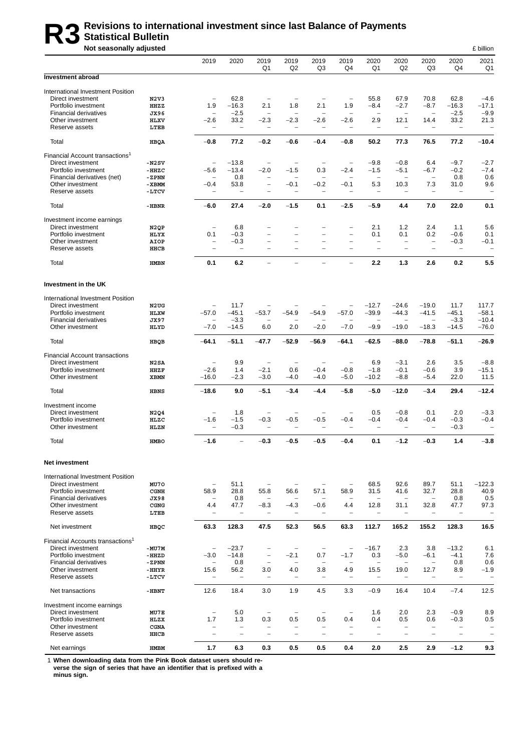# R3 Revisions to international investment since last Balance of Payments Statistical Bulletin

**Not seasonally adjusted**

£ billion

| | | 2019 | 2020 | 2019 Q1 | 2019 Q2 | 2019 Q3 | 2019 Q4 | 2020 Q1 | 2020 Q2 | 2020 Q3 | 2020 Q4 | 2021 Q1 |
|---|---|---|---|---|---|---|---|---|---|---|---|---|
| **Investment abroad** | | | | | | | | | | | | |
| International Investment Position | | | | | | | | | | | | |
| Direct investment | N2V3 | – | 62.8 | – | – | – | – | 55.8 | 67.9 | 70.8 | 62.8 | –4.6 |
| Portfolio investment | HHZZ | 1.9 | –16.3 | 2.1 | 1.8 | 2.1 | 1.9 | –8.4 | –2.7 | –8.7 | –16.3 | –17.1 |
| Financial derivatives | JX96 | – | –2.5 | – | – | – | – | – | – | – | –2.5 | –9.9 |
| Other investment | HLXV | –2.6 | 33.2 | –2.3 | –2.3 | –2.6 | –2.6 | 2.9 | 12.1 | 14.4 | 33.2 | 21.3 |
| Reserve assets | LTEB | – | – | – | – | – | – | – | – | – | – | – |
| Total | HBQA | **–0.8** | **77.2** | **–0.2** | **–0.6** | **–0.4** | **–0.8** | **50.2** | **77.3** | **76.5** | **77.2** | **–10.4** |
| Financial Account transactions[1] | | | | | | | | | | | | |
| Direct investment | -N2SV | – | –13.8 | – | – | – | – | –9.8 | –0.8 | 6.4 | –9.7 | –2.7 |
| Portfolio investment | -HHZC | –5.6 | –13.4 | –2.0 | –1.5 | 0.3 | –2.4 | –1.5 | –5.1 | –6.7 | –0.2 | –7.4 |
| Financial derivatives (net) | -ZPNN | – | 0.8 | – | – | – | – | – | – | – | 0.8 | 0.6 |
| Other investment | -XBMM | –0.4 | 53.8 | – | –0.1 | –0.2 | –0.1 | 5.3 | 10.3 | 7.3 | 31.0 | 9.6 |
| Reserve assets | -LTCV | – | – | – | – | – | – | – | – | – | – | – |
| Total | -HBNR | **–6.0** | **27.4** | **–2.0** | **–1.5** | **0.1** | **–2.5** | **–5.9** | **4.4** | **7.0** | **22.0** | **0.1** |
| Investment income earnings | | | | | | | | | | | | |
| Direct investment | N2QP | – | 6.8 | – | – | – | – | 2.1 | 1.2 | 2.4 | 1.1 | 5.6 |
| Portfolio investment | HLYX | 0.1 | –0.3 | – | – | – | – | 0.1 | 0.1 | 0.2 | –0.6 | 0.1 |
| Other investment | AIOP | – | –0.3 | – | – | – | – | – | – | – | –0.3 | –0.1 |
| Reserve assets | HHCB | – | – | – | – | – | – | – | – | – | – | – |
| Total | HMBN | **0.1** | **6.2** | – | – | – | – | **2.2** | **1.3** | **2.6** | **0.2** | **5.5** |
| **Investment in the UK** | | | | | | | | | | | | |
| International Investment Position | | | | | | | | | | | | |
| Direct investment | N2UG | – | 11.7 | – | – | – | – | –12.7 | –24.6 | –19.0 | 11.7 | 117.7 |
| Portfolio investment | HLXW | –57.0 | –45.1 | –53.7 | –54.9 | –54.9 | –57.0 | –39.9 | –44.3 | –41.5 | –45.1 | –58.1 |
| Financial derivatives | JX97 | – | –3.3 | – | – | – | – | – | – | – | –3.3 | –10.4 |
| Other investment | HLYD | –7.0 | –14.5 | 6.0 | 2.0 | –2.0 | –7.0 | –9.9 | –19.0 | –18.3 | –14.5 | –76.0 |
| Total | HBQB | **–64.1** | **–51.1** | **–47.7** | **–52.9** | **–56.9** | **–64.1** | **–62.5** | **–88.0** | **–78.8** | **–51.1** | **–26.9** |
| Financial Account transactions | | | | | | | | | | | | |
| Direct investment | N2SA | – | 9.9 | – | – | – | – | 6.9 | –3.1 | 2.6 | 3.5 | –8.8 |
| Portfolio investment | HHZF | –2.6 | 1.4 | –2.1 | 0.6 | –0.4 | –0.8 | –1.8 | –0.1 | –0.6 | 3.9 | –15.1 |
| Other investment | XBMN | –16.0 | –2.3 | –3.0 | –4.0 | –4.0 | –5.0 | –10.2 | –8.8 | –5.4 | 22.0 | 11.5 |
| Total | HBNS | **–18.6** | **9.0** | **–5.1** | **–3.4** | **–4.4** | **–5.8** | **–5.0** | **–12.0** | **–3.4** | **29.4** | **–12.4** |
| Investment income | | | | | | | | | | | | |
| Direct investment | N2Q4 | – | 1.8 | – | – | – | – | 0.5 | –0.8 | 0.1 | 2.0 | –3.3 |
| Portfolio investment | HLZC | –1.6 | –1.5 | –0.3 | –0.5 | –0.5 | –0.4 | –0.4 | –0.4 | –0.4 | –0.3 | –0.4 |
| Other investment | HLZN | – | –0.3 | – | – | – | – | – | – | – | –0.3 | – |
| Total | HMBO | **–1.6** | – | **–0.3** | **–0.5** | **–0.5** | **–0.4** | **0.1** | **–1.2** | **–0.3** | **1.4** | **–3.8** |
| **Net investment** | | | | | | | | | | | | |
| International Investment Position | | | | | | | | | | | | |
| Direct investment | MU7O | – | 51.1 | – | – | – | – | 68.5 | 92.6 | 89.7 | 51.1 | –122.3 |
| Portfolio investment | CGNH | 58.9 | 28.8 | 55.8 | 56.6 | 57.1 | 58.9 | 31.5 | 41.6 | 32.7 | 28.8 | 40.9 |
| Financial derivatives | JX98 | – | 0.8 | – | – | – | – | – | – | – | 0.8 | 0.5 |
| Other investment | CGNG | 4.4 | 47.7 | –8.3 | –4.3 | –0.6 | 4.4 | 12.8 | 31.1 | 32.8 | 47.7 | 97.3 |
| Reserve assets | LTEB | – | – | – | – | – | – | – | – | – | – | – |
| Net investment | HBQC | **63.3** | **128.3** | **47.5** | **52.3** | **56.5** | **63.3** | **112.7** | **165.2** | **155.2** | **128.3** | **16.5** |
| Financial Accounts transactions[1] | | | | | | | | | | | | |
| Direct investment | -MU7M | – | –23.7 | – | – | – | – | –16.7 | 2.3 | 3.8 | –13.2 | 6.1 |
| Portfolio investment | -HHZD | –3.0 | –14.8 | – | –2.1 | 0.7 | –1.7 | 0.3 | –5.0 | –6.1 | –4.1 | 7.6 |
| Financial derivatives | -ZPNN | – | 0.8 | – | – | – | – | – | – | – | 0.8 | 0.6 |
| Other investment | -HHYR | 15.6 | 56.2 | 3.0 | 4.0 | 3.8 | 4.9 | 15.5 | 19.0 | 12.7 | 8.9 | –1.9 |
| Reserve assets | -LTCV | – | – | – | – | – | – | – | – | – | – | – |
| Net transactions | -HBNT | 12.6 | 18.4 | 3.0 | 1.9 | 4.5 | 3.3 | –0.9 | 16.4 | 10.4 | –7.4 | 12.5 |
| Investment income earnings | | | | | | | | | | | | |
| Direct investment | MU7E | – | 5.0 | – | – | – | – | 1.6 | 2.0 | 2.3 | –0.9 | 8.9 |
| Portfolio investment | HLZX | 1.7 | 1.3 | 0.3 | 0.5 | 0.5 | 0.4 | 0.4 | 0.5 | 0.6 | –0.3 | 0.5 |
| Other investment | CGNA | – | – | – | – | – | – | – | – | – | – | – |
| Reserve assets | HHCB | – | – | – | – | – | – | – | – | – | – | – |
| Net earnings | HMBM | **1.7** | **6.3** | **0.3** | **0.5** | **0.5** | **0.4** | **2.0** | **2.5** | **2.9** | **–1.2** | **9.3** |

1 **When downloading data from the Pink Book dataset users should reverse the sign of series that have an identifier that is prefixed with a minus sign.**